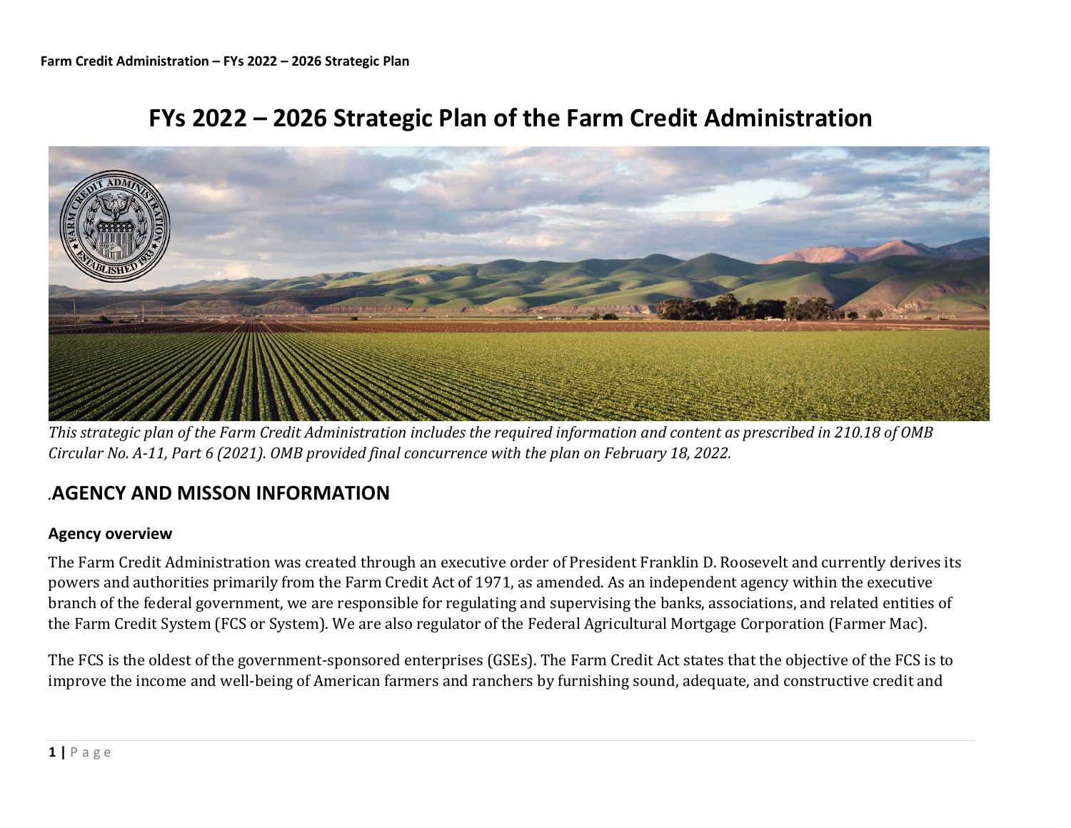# FYs 2022 – 2026 Strategic Plan of the Farm Credit Administration

*This strategic plan of the Farm Credit Administration includes the required information and content as prescribed in 210.18 of OMB Circular No. A-11, Part 6 (2021). OMB provided final concurrence with the plan on February 18, 2022.*

## .AGENCY AND MISSON INFORMATION

### Agency overview

The Farm Credit Administration was created through an executive order of President Franklin D. Roosevelt and currently derives its powers and authorities primarily from the Farm Credit Act of 1971, as amended. As an independent agency within the executive branch of the federal government, we are responsible for regulating and supervising the banks, associations, and related entities of the Farm Credit System (FCS or System). We are also regulator of the Federal Agricultural Mortgage Corporation (Farmer Mac).

The FCS is the oldest of the government-sponsored enterprises (GSEs). The Farm Credit Act states that the objective of the FCS is to improve the income and well-being of American farmers and ranchers by furnishing sound, adequate, and constructive credit and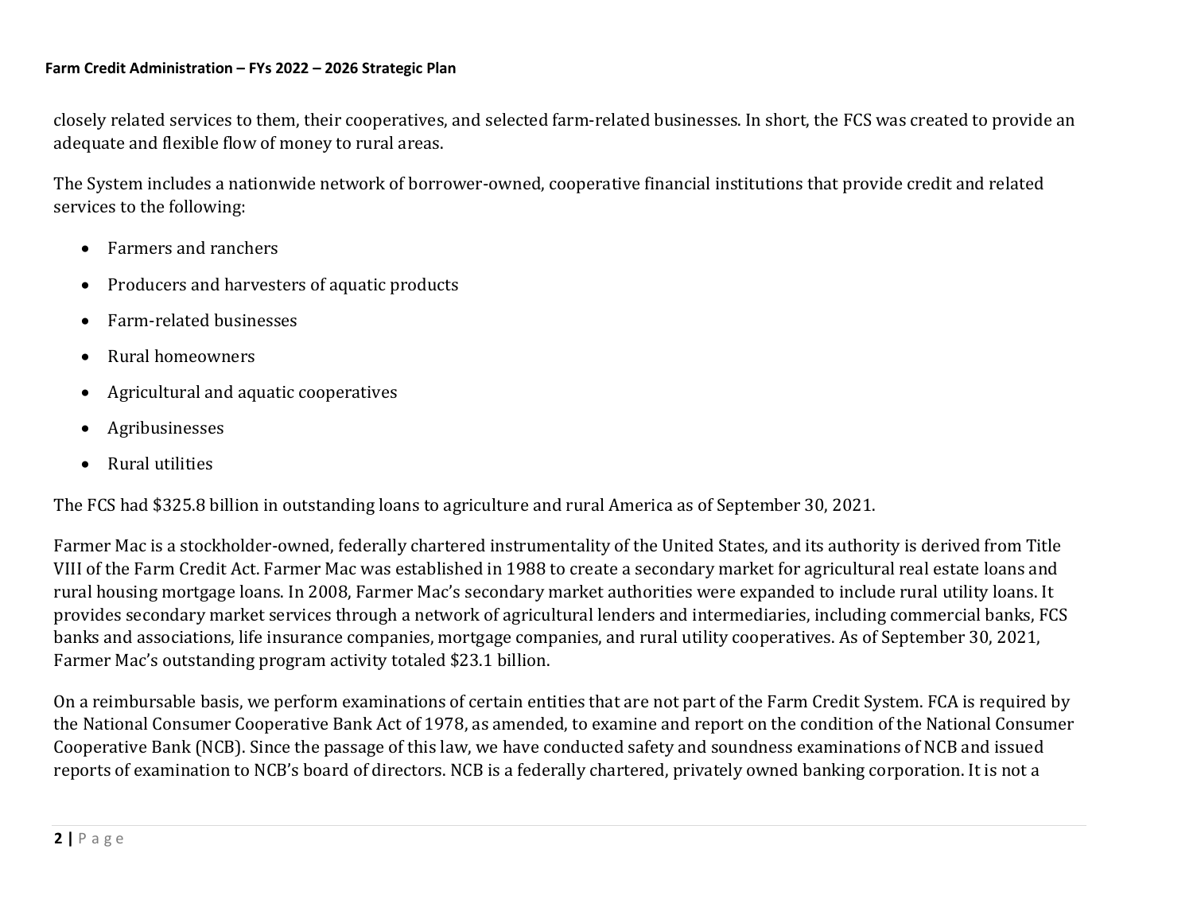closely related services to them, their cooperatives, and selected farm-related businesses. In short, the FCS was created to provide an adequate and flexible flow of money to rural areas.

The System includes a nationwide network of borrower-owned, cooperative financial institutions that provide credit and related services to the following:

- Farmers and ranchers
- Producers and harvesters of aquatic products
- Farm-related businesses
- Rural homeowners
- Agricultural and aquatic cooperatives
- Agribusinesses
- Rural utilities

The FCS had $325.8 billion in outstanding loans to agriculture and rural America as of September 30, 2021.

Farmer Mac is a stockholder-owned, federally chartered instrumentality of the United States, and its authority is derived from Title VIII of the Farm Credit Act. Farmer Mac was established in 1988 to create a secondary market for agricultural real estate loans and rural housing mortgage loans. In 2008, Farmer Mac's secondary market authorities were expanded to include rural utility loans. It provides secondary market services through a network of agricultural lenders and intermediaries, including commercial banks, FCS banks and associations, life insurance companies, mortgage companies, and rural utility cooperatives. As of September 30, 2021, Farmer Mac's outstanding program activity totaled $23.1 billion.

On a reimbursable basis, we perform examinations of certain entities that are not part of the Farm Credit System. FCA is required by the National Consumer Cooperative Bank Act of 1978, as amended, to examine and report on the condition of the National Consumer Cooperative Bank (NCB). Since the passage of this law, we have conducted safety and soundness examinations of NCB and issued reports of examination to NCB's board of directors. NCB is a federally chartered, privately owned banking corporation. It is not a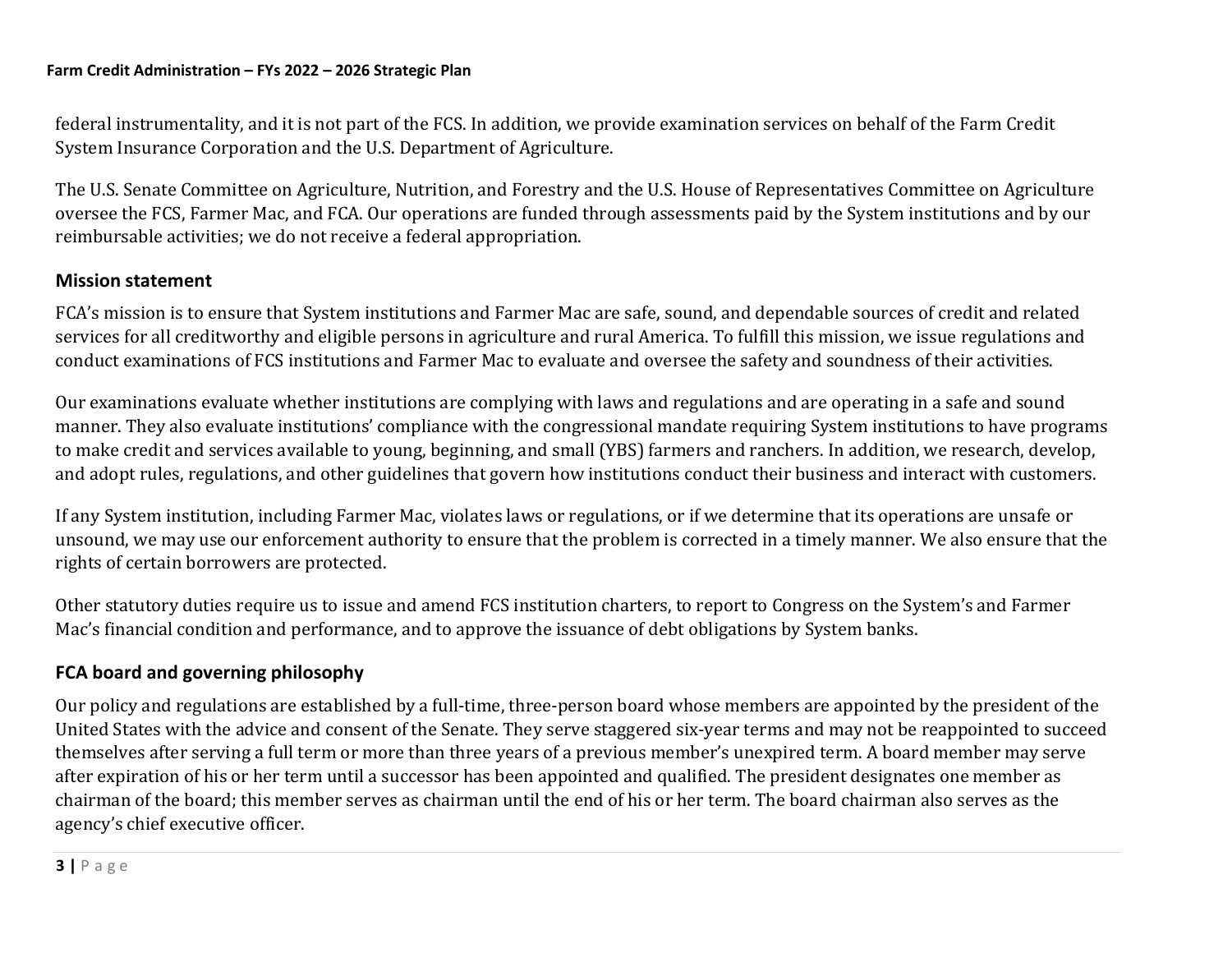federal instrumentality, and it is not part of the FCS. In addition, we provide examination services on behalf of the Farm Credit System Insurance Corporation and the U.S. Department of Agriculture.

The U.S. Senate Committee on Agriculture, Nutrition, and Forestry and the U.S. House of Representatives Committee on Agriculture oversee the FCS, Farmer Mac, and FCA. Our operations are funded through assessments paid by the System institutions and by our reimbursable activities; we do not receive a federal appropriation.

## Mission statement

FCA's mission is to ensure that System institutions and Farmer Mac are safe, sound, and dependable sources of credit and related services for all creditworthy and eligible persons in agriculture and rural America. To fulfill this mission, we issue regulations and conduct examinations of FCS institutions and Farmer Mac to evaluate and oversee the safety and soundness of their activities.

Our examinations evaluate whether institutions are complying with laws and regulations and are operating in a safe and sound manner. They also evaluate institutions' compliance with the congressional mandate requiring System institutions to have programs to make credit and services available to young, beginning, and small (YBS) farmers and ranchers. In addition, we research, develop, and adopt rules, regulations, and other guidelines that govern how institutions conduct their business and interact with customers.

If any System institution, including Farmer Mac, violates laws or regulations, or if we determine that its operations are unsafe or unsound, we may use our enforcement authority to ensure that the problem is corrected in a timely manner. We also ensure that the rights of certain borrowers are protected.

Other statutory duties require us to issue and amend FCS institution charters, to report to Congress on the System's and Farmer Mac's financial condition and performance, and to approve the issuance of debt obligations by System banks.

## FCA board and governing philosophy

Our policy and regulations are established by a full-time, three-person board whose members are appointed by the president of the United States with the advice and consent of the Senate. They serve staggered six-year terms and may not be reappointed to succeed themselves after serving a full term or more than three years of a previous member's unexpired term. A board member may serve after expiration of his or her term until a successor has been appointed and qualified. The president designates one member as chairman of the board; this member serves as chairman until the end of his or her term. The board chairman also serves as the agency's chief executive officer.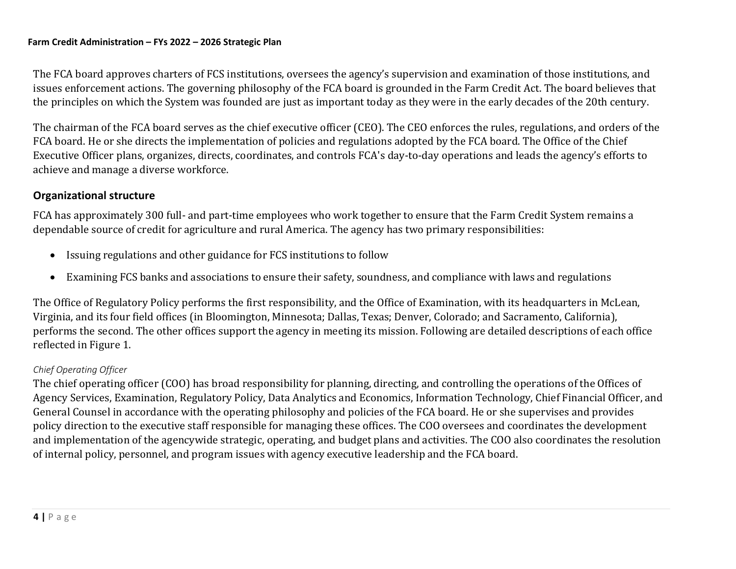The FCA board approves charters of FCS institutions, oversees the agency's supervision and examination of those institutions, and issues enforcement actions. The governing philosophy of the FCA board is grounded in the Farm Credit Act. The board believes that the principles on which the System was founded are just as important today as they were in the early decades of the 20th century.

The chairman of the FCA board serves as the chief executive officer (CEO). The CEO enforces the rules, regulations, and orders of the FCA board. He or she directs the implementation of policies and regulations adopted by the FCA board. The Office of the Chief Executive Officer plans, organizes, directs, coordinates, and controls FCA's day-to-day operations and leads the agency's efforts to achieve and manage a diverse workforce.

## Organizational structure

FCA has approximately 300 full- and part-time employees who work together to ensure that the Farm Credit System remains a dependable source of credit for agriculture and rural America. The agency has two primary responsibilities:

- Issuing regulations and other guidance for FCS institutions to follow
- Examining FCS banks and associations to ensure their safety, soundness, and compliance with laws and regulations

The Office of Regulatory Policy performs the first responsibility, and the Office of Examination, with its headquarters in McLean, Virginia, and its four field offices (in Bloomington, Minnesota; Dallas, Texas; Denver, Colorado; and Sacramento, California), performs the second. The other offices support the agency in meeting its mission. Following are detailed descriptions of each office reflected in Figure 1.

*Chief Operating Officer*

The chief operating officer (COO) has broad responsibility for planning, directing, and controlling the operations of the Offices of Agency Services, Examination, Regulatory Policy, Data Analytics and Economics, Information Technology, Chief Financial Officer, and General Counsel in accordance with the operating philosophy and policies of the FCA board. He or she supervises and provides policy direction to the executive staff responsible for managing these offices. The COO oversees and coordinates the development and implementation of the agencywide strategic, operating, and budget plans and activities. The COO also coordinates the resolution of internal policy, personnel, and program issues with agency executive leadership and the FCA board.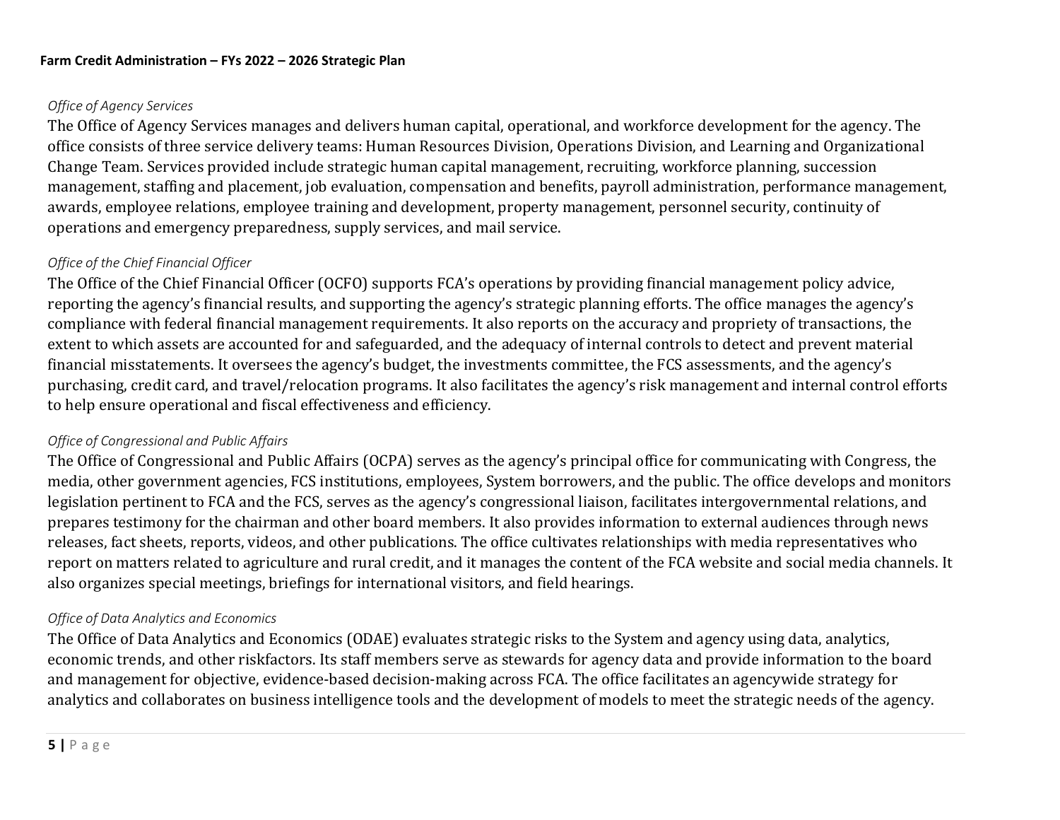*Office of Agency Services*

The Office of Agency Services manages and delivers human capital, operational, and workforce development for the agency. The office consists of three service delivery teams: Human Resources Division, Operations Division, and Learning and Organizational Change Team. Services provided include strategic human capital management, recruiting, workforce planning, succession management, staffing and placement, job evaluation, compensation and benefits, payroll administration, performance management, awards, employee relations, employee training and development, property management, personnel security, continuity of operations and emergency preparedness, supply services, and mail service.

*Office of the Chief Financial Officer*

The Office of the Chief Financial Officer (OCFO) supports FCA's operations by providing financial management policy advice, reporting the agency's financial results, and supporting the agency's strategic planning efforts. The office manages the agency's compliance with federal financial management requirements. It also reports on the accuracy and propriety of transactions, the extent to which assets are accounted for and safeguarded, and the adequacy of internal controls to detect and prevent material financial misstatements. It oversees the agency's budget, the investments committee, the FCS assessments, and the agency's purchasing, credit card, and travel/relocation programs. It also facilitates the agency's risk management and internal control efforts to help ensure operational and fiscal effectiveness and efficiency.

*Office of Congressional and Public Affairs*

The Office of Congressional and Public Affairs (OCPA) serves as the agency's principal office for communicating with Congress, the media, other government agencies, FCS institutions, employees, System borrowers, and the public. The office develops and monitors legislation pertinent to FCA and the FCS, serves as the agency's congressional liaison, facilitates intergovernmental relations, and prepares testimony for the chairman and other board members. It also provides information to external audiences through news releases, fact sheets, reports, videos, and other publications. The office cultivates relationships with media representatives who report on matters related to agriculture and rural credit, and it manages the content of the FCA website and social media channels. It also organizes special meetings, briefings for international visitors, and field hearings.

*Office of Data Analytics and Economics*

The Office of Data Analytics and Economics (ODAE) evaluates strategic risks to the System and agency using data, analytics, economic trends, and other riskfactors. Its staff members serve as stewards for agency data and provide information to the board and management for objective, evidence-based decision-making across FCA. The office facilitates an agencywide strategy for analytics and collaborates on business intelligence tools and the development of models to meet the strategic needs of the agency.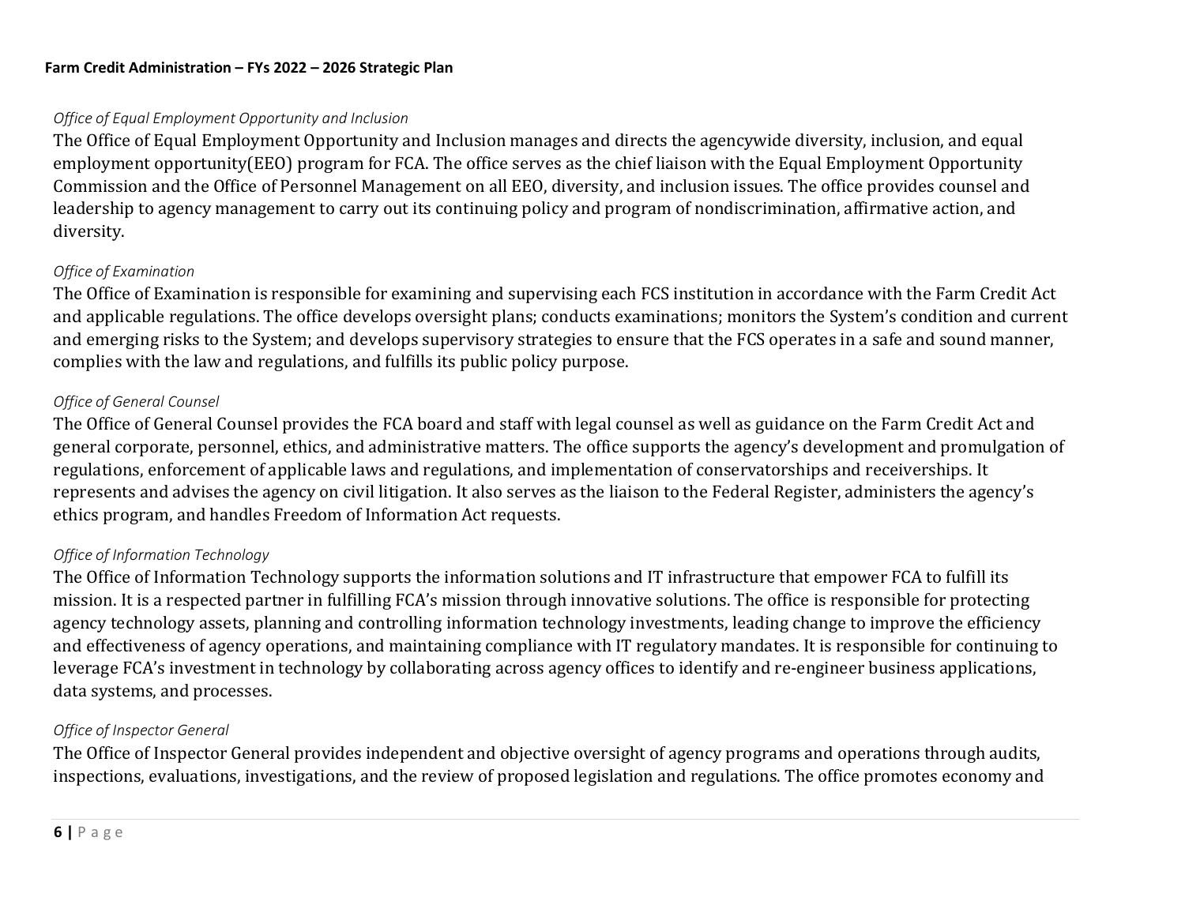*Office of Equal Employment Opportunity and Inclusion*

The Office of Equal Employment Opportunity and Inclusion manages and directs the agencywide diversity, inclusion, and equal employment opportunity(EEO) program for FCA. The office serves as the chief liaison with the Equal Employment Opportunity Commission and the Office of Personnel Management on all EEO, diversity, and inclusion issues. The office provides counsel and leadership to agency management to carry out its continuing policy and program of nondiscrimination, affirmative action, and diversity.

*Office of Examination*

The Office of Examination is responsible for examining and supervising each FCS institution in accordance with the Farm Credit Act and applicable regulations. The office develops oversight plans; conducts examinations; monitors the System's condition and current and emerging risks to the System; and develops supervisory strategies to ensure that the FCS operates in a safe and sound manner, complies with the law and regulations, and fulfills its public policy purpose.

*Office of General Counsel*

The Office of General Counsel provides the FCA board and staff with legal counsel as well as guidance on the Farm Credit Act and general corporate, personnel, ethics, and administrative matters. The office supports the agency's development and promulgation of regulations, enforcement of applicable laws and regulations, and implementation of conservatorships and receiverships. It represents and advises the agency on civil litigation. It also serves as the liaison to the Federal Register, administers the agency's ethics program, and handles Freedom of Information Act requests.

*Office of Information Technology*

The Office of Information Technology supports the information solutions and IT infrastructure that empower FCA to fulfill its mission. It is a respected partner in fulfilling FCA's mission through innovative solutions. The office is responsible for protecting agency technology assets, planning and controlling information technology investments, leading change to improve the efficiency and effectiveness of agency operations, and maintaining compliance with IT regulatory mandates. It is responsible for continuing to leverage FCA's investment in technology by collaborating across agency offices to identify and re-engineer business applications, data systems, and processes.

*Office of Inspector General*

The Office of Inspector General provides independent and objective oversight of agency programs and operations through audits, inspections, evaluations, investigations, and the review of proposed legislation and regulations. The office promotes economy and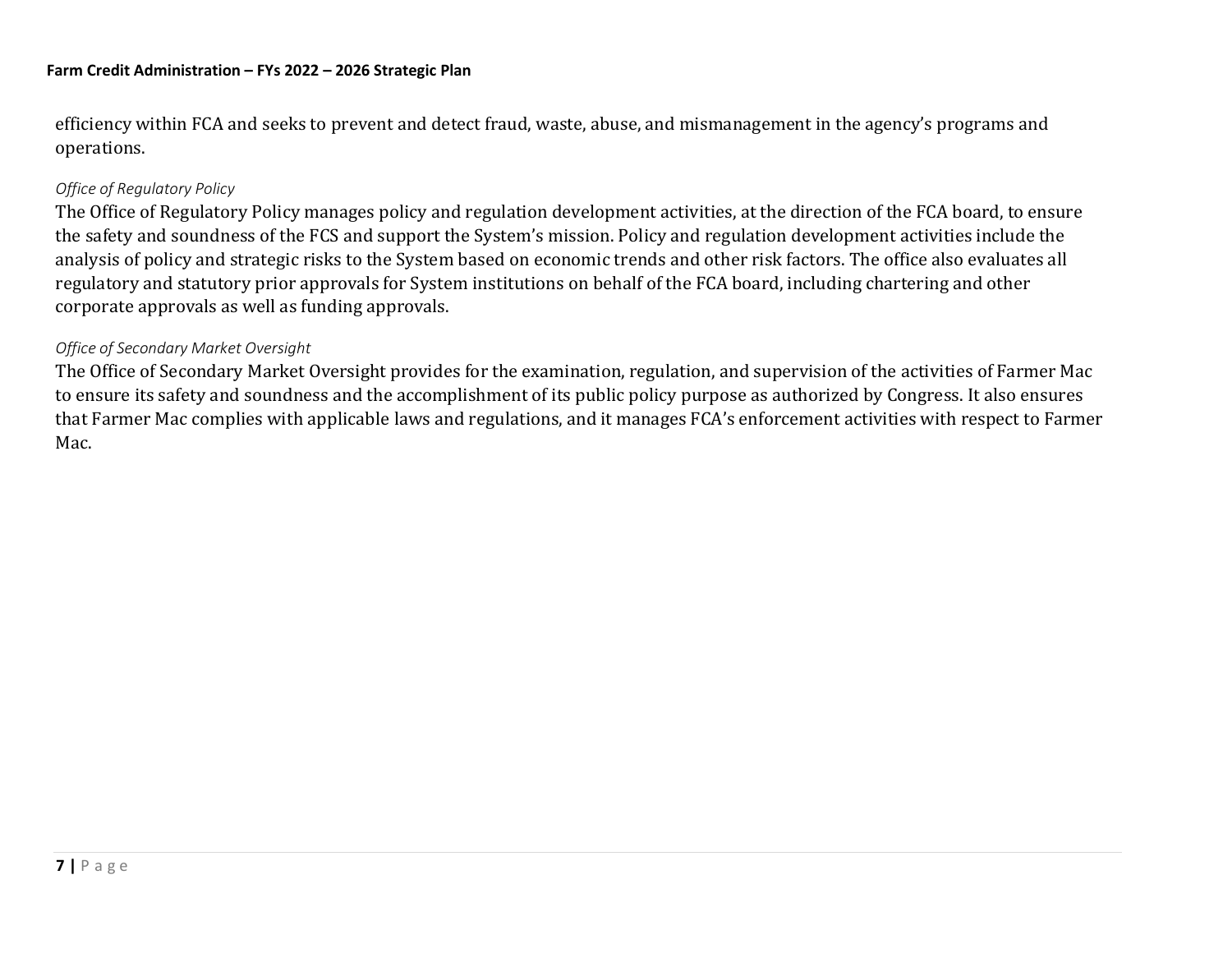efficiency within FCA and seeks to prevent and detect fraud, waste, abuse, and mismanagement in the agency's programs and operations.

*Office of Regulatory Policy*

The Office of Regulatory Policy manages policy and regulation development activities, at the direction of the FCA board, to ensure the safety and soundness of the FCS and support the System's mission. Policy and regulation development activities include the analysis of policy and strategic risks to the System based on economic trends and other risk factors. The office also evaluates all regulatory and statutory prior approvals for System institutions on behalf of the FCA board, including chartering and other corporate approvals as well as funding approvals.

*Office of Secondary Market Oversight*

The Office of Secondary Market Oversight provides for the examination, regulation, and supervision of the activities of Farmer Mac to ensure its safety and soundness and the accomplishment of its public policy purpose as authorized by Congress. It also ensures that Farmer Mac complies with applicable laws and regulations, and it manages FCA's enforcement activities with respect to Farmer Mac.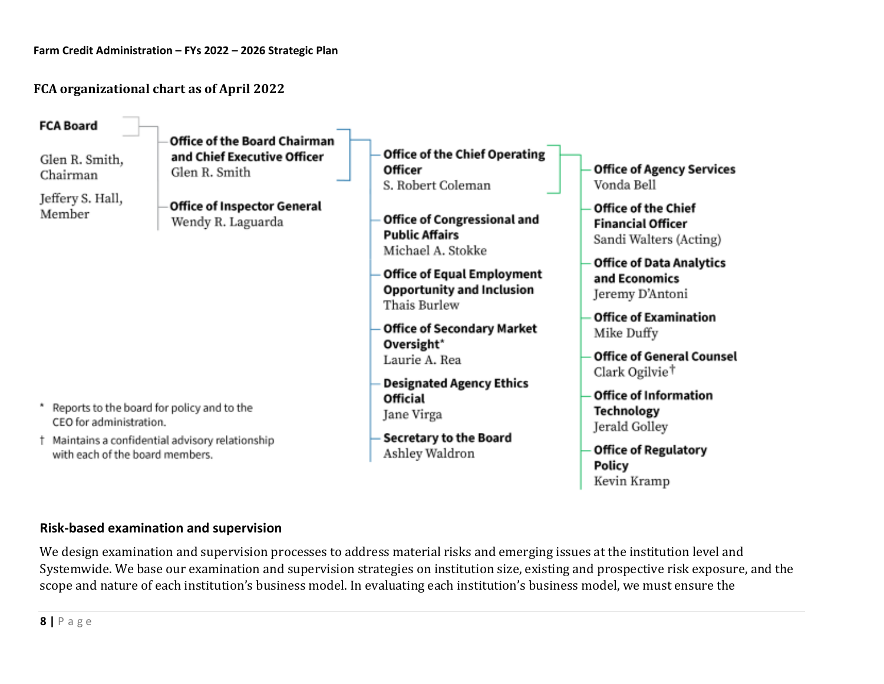## FCA organizational chart as of April 2022

**FCA Board**

Glen R. Smith, Chairman

Jeffery S. Hall, Member

- **Office of the Board Chairman and Chief Executive Officer**
  Glen R. Smith
- **Office of Inspector General**
  Wendy R. Laguarda

**Office of the Chief Operating Officer**
S. Robert Coleman

- **Office of Agency Services**
  Vonda Bell
- **Office of the Chief Financial Officer**
  Sandi Walters (Acting)
- **Office of Data Analytics and Economics**
  Jeremy D'Antoni
- **Office of Examination**
  Mike Duffy
- **Office of General Counsel**
  Clark Ogilvie†
- **Office of Information Technology**
  Jerald Golley
- **Office of Regulatory Policy**
  Kevin Kramp

**Office of Congressional and Public Affairs**
Michael A. Stokke

**Office of Equal Employment Opportunity and Inclusion**
Thais Burlew

**Office of Secondary Market Oversight***
Laurie A. Rea

**Designated Agency Ethics Official**
Jane Virga

**Secretary to the Board**
Ashley Waldron

\* Reports to the board for policy and to the CEO for administration.

† Maintains a confidential advisory relationship with each of the board members.

## Risk-based examination and supervision

We design examination and supervision processes to address material risks and emerging issues at the institution level and Systemwide. We base our examination and supervision strategies on institution size, existing and prospective risk exposure, and the scope and nature of each institution's business model. In evaluating each institution's business model, we must ensure the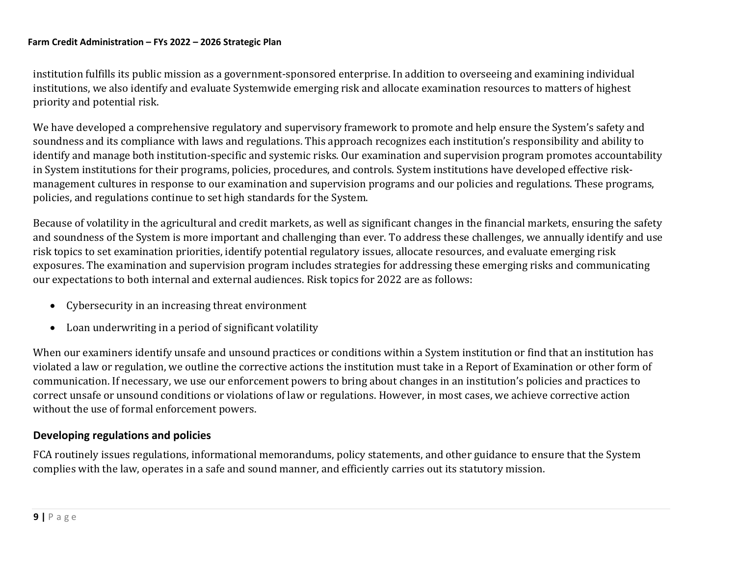institution fulfills its public mission as a government-sponsored enterprise. In addition to overseeing and examining individual institutions, we also identify and evaluate Systemwide emerging risk and allocate examination resources to matters of highest priority and potential risk.

We have developed a comprehensive regulatory and supervisory framework to promote and help ensure the System's safety and soundness and its compliance with laws and regulations. This approach recognizes each institution's responsibility and ability to identify and manage both institution-specific and systemic risks. Our examination and supervision program promotes accountability in System institutions for their programs, policies, procedures, and controls. System institutions have developed effective risk-management cultures in response to our examination and supervision programs and our policies and regulations. These programs, policies, and regulations continue to set high standards for the System.

Because of volatility in the agricultural and credit markets, as well as significant changes in the financial markets, ensuring the safety and soundness of the System is more important and challenging than ever. To address these challenges, we annually identify and use risk topics to set examination priorities, identify potential regulatory issues, allocate resources, and evaluate emerging risk exposures. The examination and supervision program includes strategies for addressing these emerging risks and communicating our expectations to both internal and external audiences. Risk topics for 2022 are as follows:

- Cybersecurity in an increasing threat environment
- Loan underwriting in a period of significant volatility

When our examiners identify unsafe and unsound practices or conditions within a System institution or find that an institution has violated a law or regulation, we outline the corrective actions the institution must take in a Report of Examination or other form of communication. If necessary, we use our enforcement powers to bring about changes in an institution's policies and practices to correct unsafe or unsound conditions or violations of law or regulations. However, in most cases, we achieve corrective action without the use of formal enforcement powers.

### Developing regulations and policies

FCA routinely issues regulations, informational memorandums, policy statements, and other guidance to ensure that the System complies with the law, operates in a safe and sound manner, and efficiently carries out its statutory mission.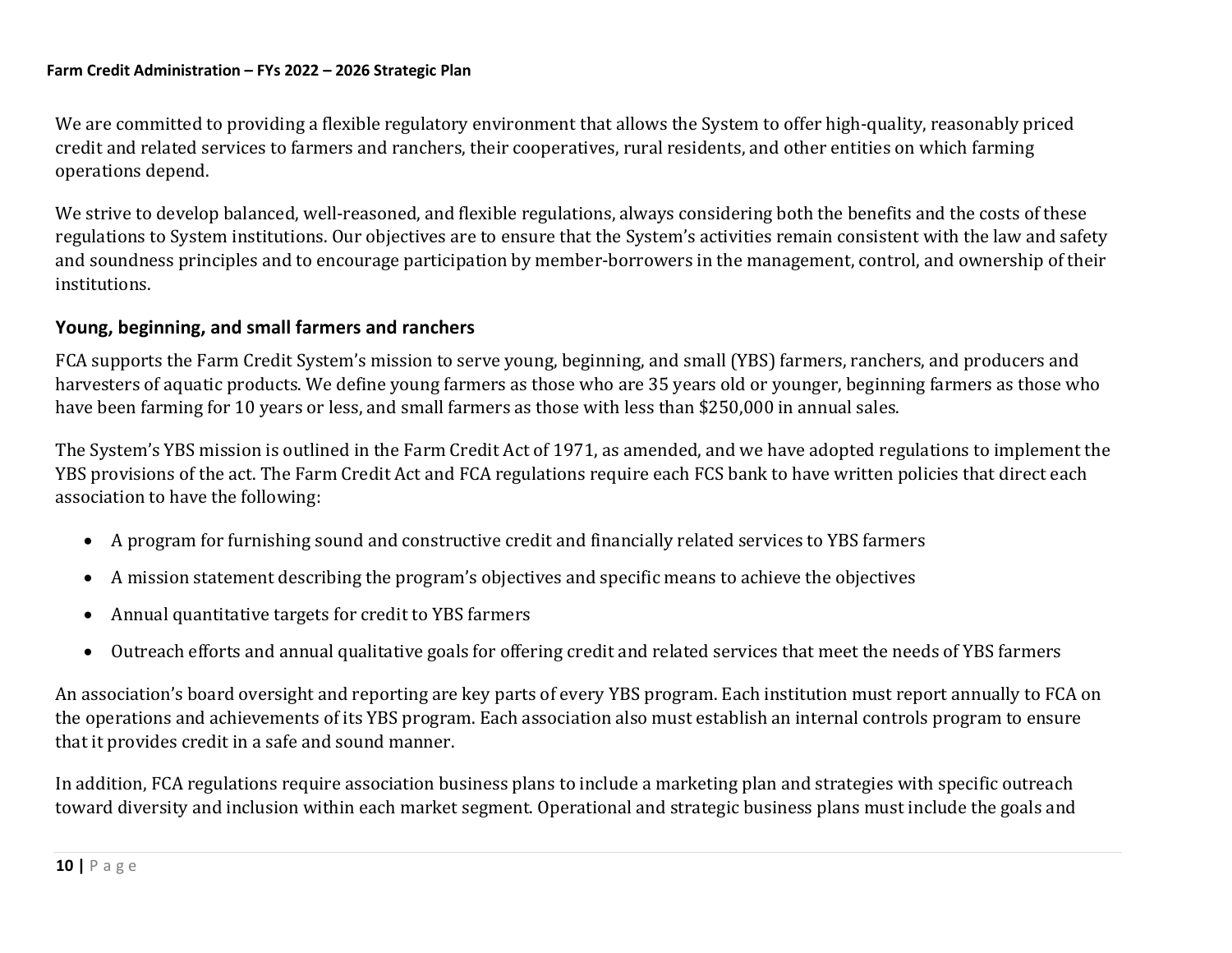We are committed to providing a flexible regulatory environment that allows the System to offer high-quality, reasonably priced credit and related services to farmers and ranchers, their cooperatives, rural residents, and other entities on which farming operations depend.

We strive to develop balanced, well-reasoned, and flexible regulations, always considering both the benefits and the costs of these regulations to System institutions. Our objectives are to ensure that the System's activities remain consistent with the law and safety and soundness principles and to encourage participation by member-borrowers in the management, control, and ownership of their institutions.

### Young, beginning, and small farmers and ranchers

FCA supports the Farm Credit System's mission to serve young, beginning, and small (YBS) farmers, ranchers, and producers and harvesters of aquatic products. We define young farmers as those who are 35 years old or younger, beginning farmers as those who have been farming for 10 years or less, and small farmers as those with less than $250,000 in annual sales.

The System's YBS mission is outlined in the Farm Credit Act of 1971, as amended, and we have adopted regulations to implement the YBS provisions of the act. The Farm Credit Act and FCA regulations require each FCS bank to have written policies that direct each association to have the following:

- A program for furnishing sound and constructive credit and financially related services to YBS farmers
- A mission statement describing the program's objectives and specific means to achieve the objectives
- Annual quantitative targets for credit to YBS farmers
- Outreach efforts and annual qualitative goals for offering credit and related services that meet the needs of YBS farmers

An association's board oversight and reporting are key parts of every YBS program. Each institution must report annually to FCA on the operations and achievements of its YBS program. Each association also must establish an internal controls program to ensure that it provides credit in a safe and sound manner.

In addition, FCA regulations require association business plans to include a marketing plan and strategies with specific outreach toward diversity and inclusion within each market segment. Operational and strategic business plans must include the goals and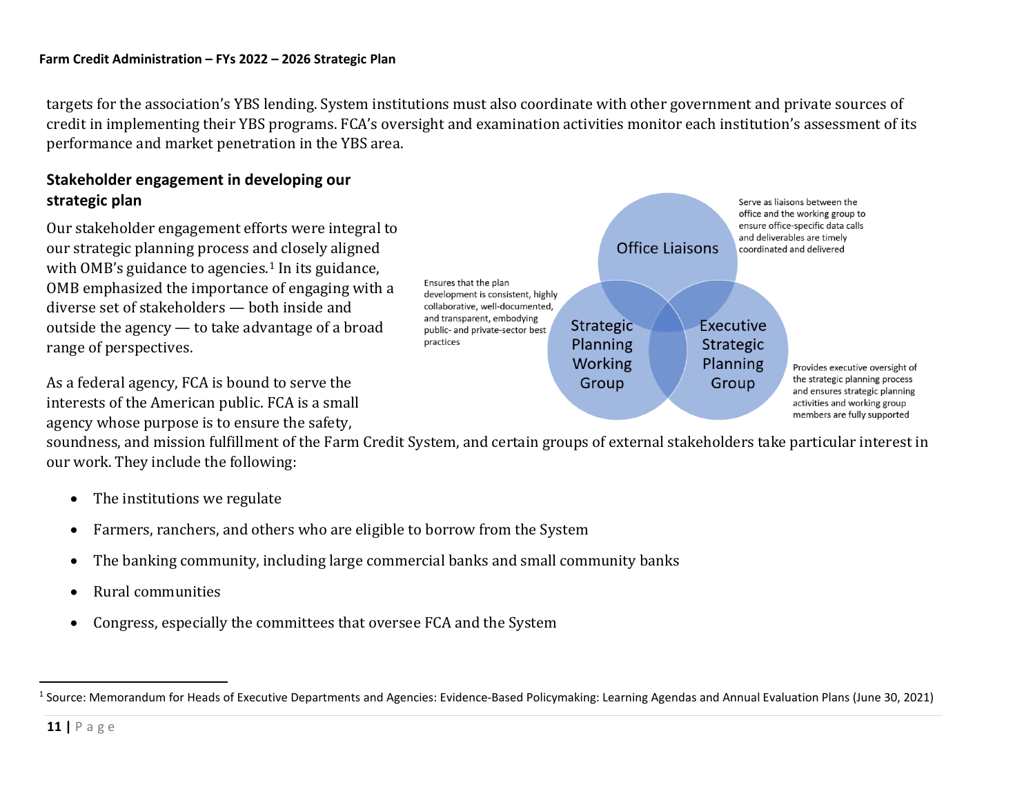targets for the association's YBS lending. System institutions must also coordinate with other government and private sources of credit in implementing their YBS programs. FCA's oversight and examination activities monitor each institution's assessment of its performance and market penetration in the YBS area.

### Stakeholder engagement in developing our strategic plan

Our stakeholder engagement efforts were integral to our strategic planning process and closely aligned with OMB's guidance to agencies.[1] In its guidance, OMB emphasized the importance of engaging with a diverse set of stakeholders — both inside and outside the agency — to take advantage of a broad range of perspectives.

**Office Liaisons:** Serve as liaisons between the office and the working group to ensure office-specific data calls and deliverables are timely coordinated and delivered

**Strategic Planning Working Group:** Ensures that the plan development is consistent, highly collaborative, well-documented, and transparent, embodying public- and private-sector best practices

**Executive Strategic Planning Group:** Provides executive oversight of the strategic planning process and ensures strategic planning activities and working group members are fully supported

As a federal agency, FCA is bound to serve the interests of the American public. FCA is a small agency whose purpose is to ensure the safety, soundness, and mission fulfillment of the Farm Credit System, and certain groups of external stakeholders take particular interest in our work. They include the following:

- The institutions we regulate
- Farmers, ranchers, and others who are eligible to borrow from the System
- The banking community, including large commercial banks and small community banks
- Rural communities
- Congress, especially the committees that oversee FCA and the System

[1] Source: Memorandum for Heads of Executive Departments and Agencies: Evidence-Based Policymaking: Learning Agendas and Annual Evaluation Plans (June 30, 2021)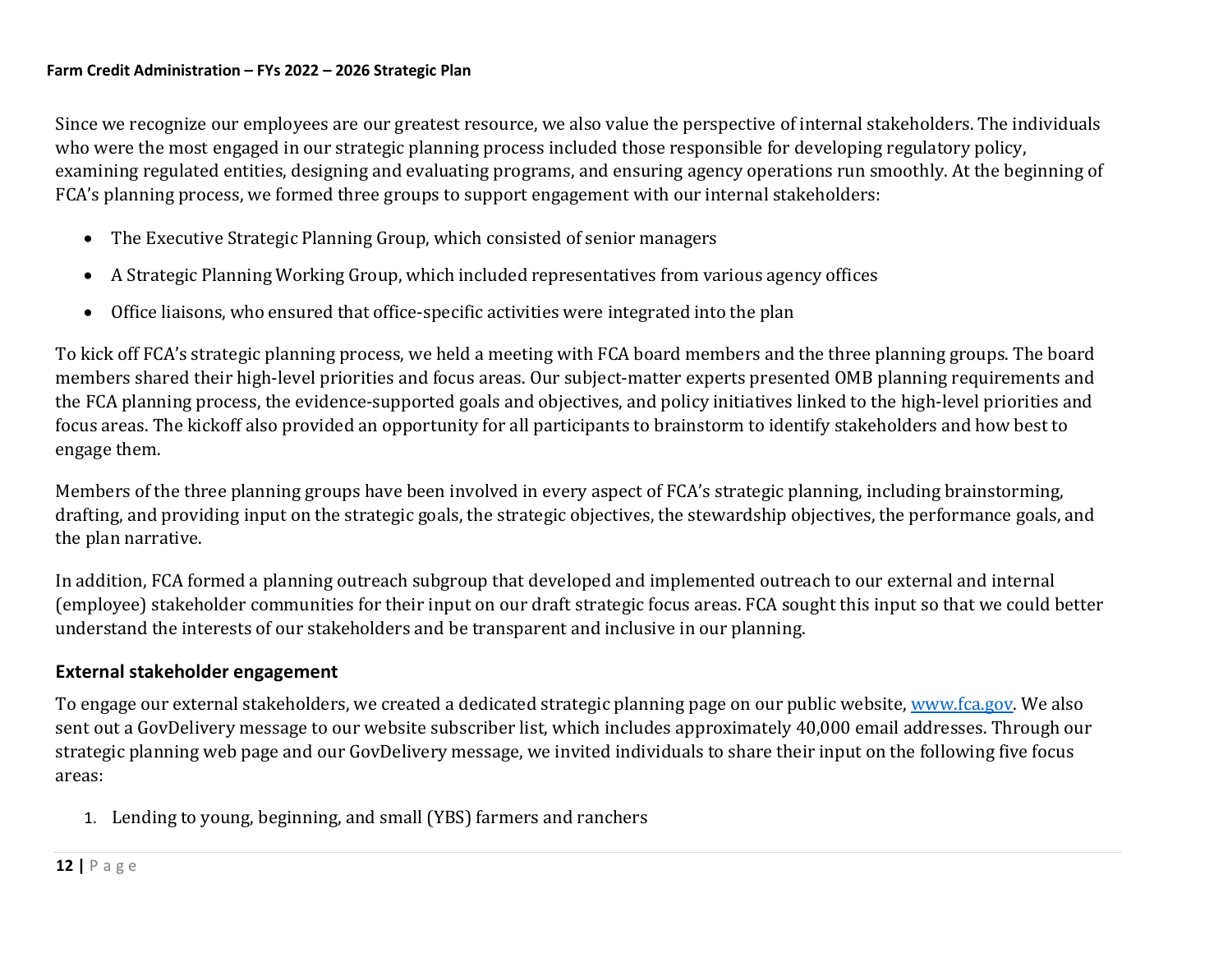Since we recognize our employees are our greatest resource, we also value the perspective of internal stakeholders. The individuals who were the most engaged in our strategic planning process included those responsible for developing regulatory policy, examining regulated entities, designing and evaluating programs, and ensuring agency operations run smoothly. At the beginning of FCA's planning process, we formed three groups to support engagement with our internal stakeholders:

- The Executive Strategic Planning Group, which consisted of senior managers
- A Strategic Planning Working Group, which included representatives from various agency offices
- Office liaisons, who ensured that office-specific activities were integrated into the plan

To kick off FCA's strategic planning process, we held a meeting with FCA board members and the three planning groups. The board members shared their high-level priorities and focus areas. Our subject-matter experts presented OMB planning requirements and the FCA planning process, the evidence-supported goals and objectives, and policy initiatives linked to the high-level priorities and focus areas. The kickoff also provided an opportunity for all participants to brainstorm to identify stakeholders and how best to engage them.

Members of the three planning groups have been involved in every aspect of FCA's strategic planning, including brainstorming, drafting, and providing input on the strategic goals, the strategic objectives, the stewardship objectives, the performance goals, and the plan narrative.

In addition, FCA formed a planning outreach subgroup that developed and implemented outreach to our external and internal (employee) stakeholder communities for their input on our draft strategic focus areas. FCA sought this input so that we could better understand the interests of our stakeholders and be transparent and inclusive in our planning.

## External stakeholder engagement

To engage our external stakeholders, we created a dedicated strategic planning page on our public website, [www.fca.gov](http://www.fca.gov). We also sent out a GovDelivery message to our website subscriber list, which includes approximately 40,000 email addresses. Through our strategic planning web page and our GovDelivery message, we invited individuals to share their input on the following five focus areas:

1. Lending to young, beginning, and small (YBS) farmers and ranchers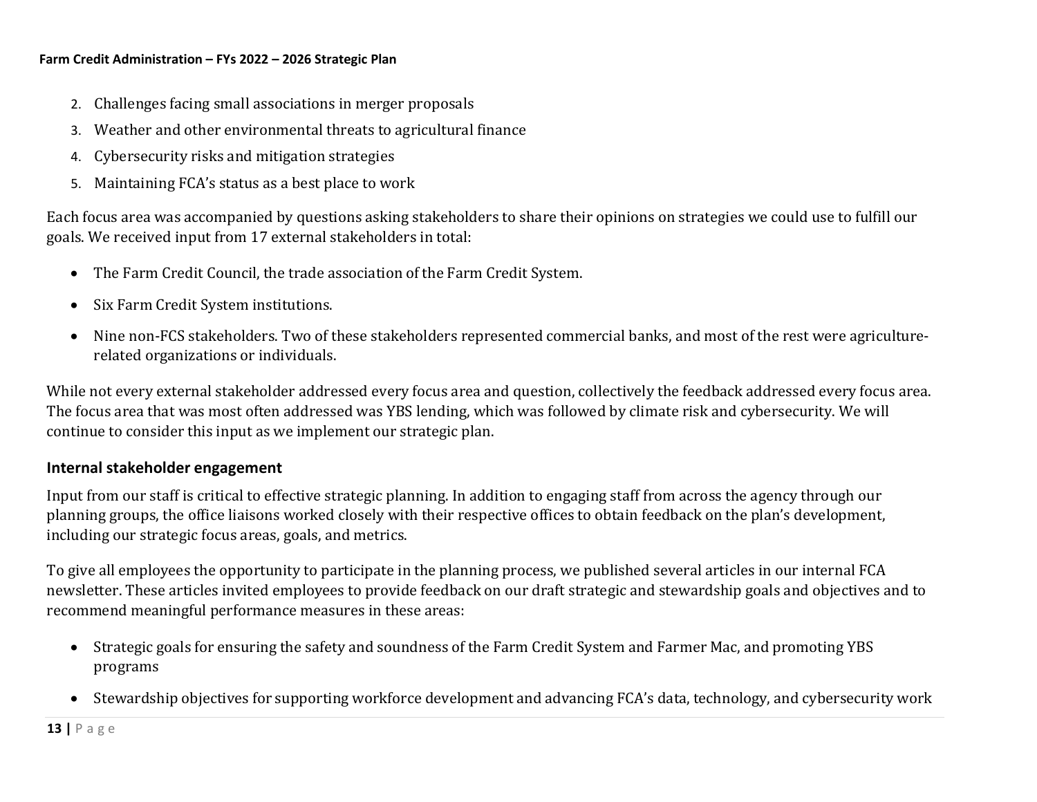2. Challenges facing small associations in merger proposals
3. Weather and other environmental threats to agricultural finance
4. Cybersecurity risks and mitigation strategies
5. Maintaining FCA's status as a best place to work

Each focus area was accompanied by questions asking stakeholders to share their opinions on strategies we could use to fulfill our goals. We received input from 17 external stakeholders in total:

- The Farm Credit Council, the trade association of the Farm Credit System.
- Six Farm Credit System institutions.
- Nine non-FCS stakeholders. Two of these stakeholders represented commercial banks, and most of the rest were agriculture-related organizations or individuals.

While not every external stakeholder addressed every focus area and question, collectively the feedback addressed every focus area. The focus area that was most often addressed was YBS lending, which was followed by climate risk and cybersecurity. We will continue to consider this input as we implement our strategic plan.

## Internal stakeholder engagement

Input from our staff is critical to effective strategic planning. In addition to engaging staff from across the agency through our planning groups, the office liaisons worked closely with their respective offices to obtain feedback on the plan's development, including our strategic focus areas, goals, and metrics.

To give all employees the opportunity to participate in the planning process, we published several articles in our internal FCA newsletter. These articles invited employees to provide feedback on our draft strategic and stewardship goals and objectives and to recommend meaningful performance measures in these areas:

- Strategic goals for ensuring the safety and soundness of the Farm Credit System and Farmer Mac, and promoting YBS programs
- Stewardship objectives for supporting workforce development and advancing FCA's data, technology, and cybersecurity work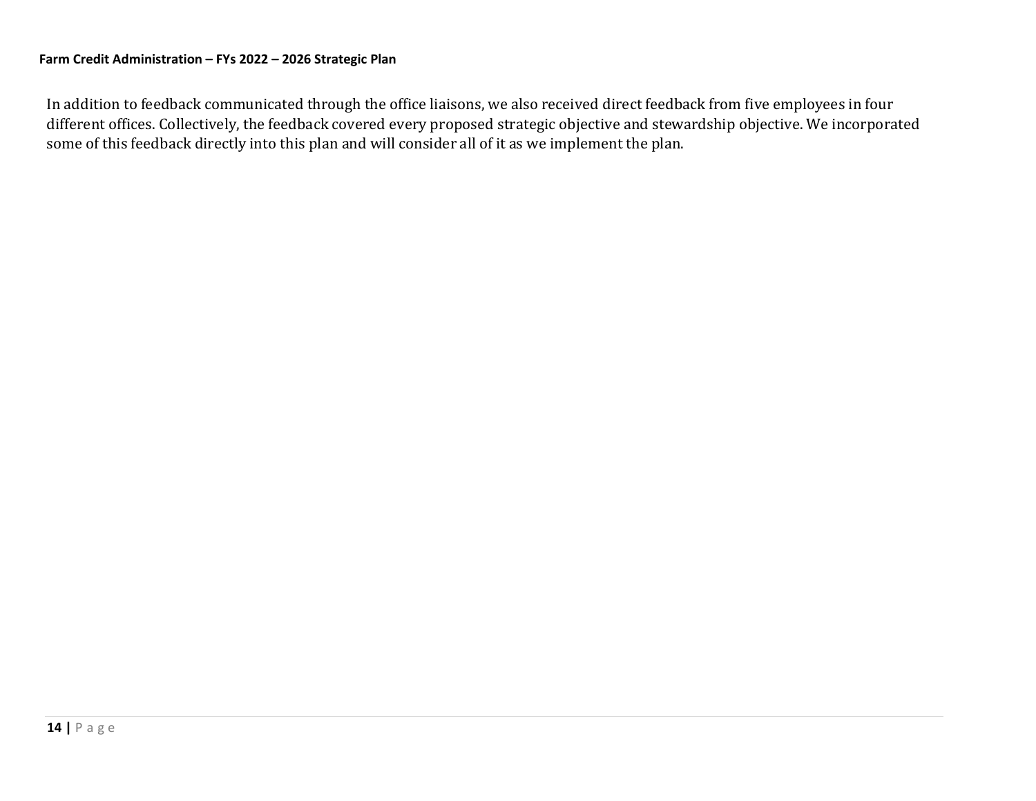In addition to feedback communicated through the office liaisons, we also received direct feedback from five employees in four different offices. Collectively, the feedback covered every proposed strategic objective and stewardship objective. We incorporated some of this feedback directly into this plan and will consider all of it as we implement the plan.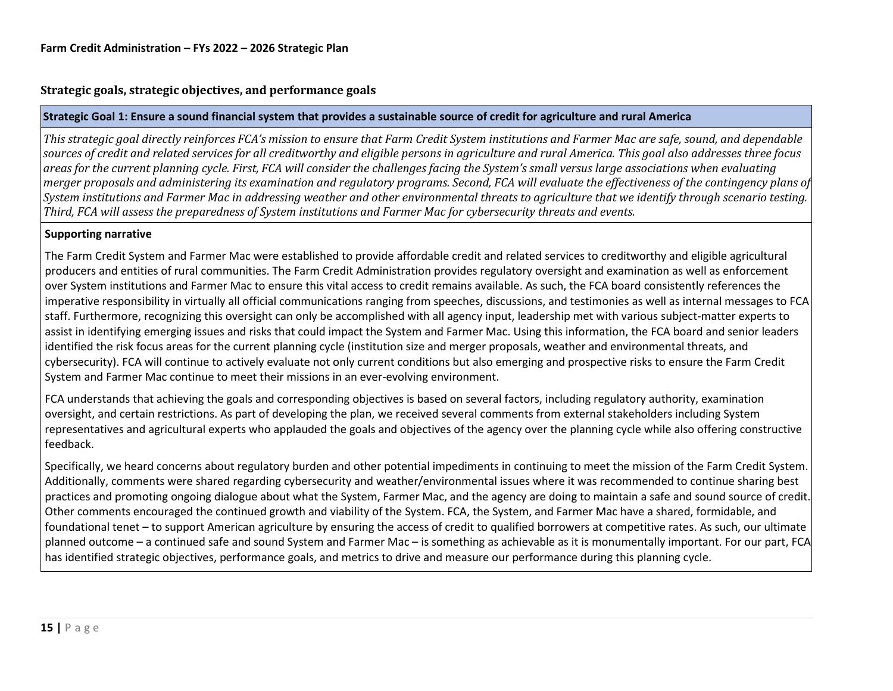## Strategic goals, strategic objectives, and performance goals

### Strategic Goal 1: Ensure a sound financial system that provides a sustainable source of credit for agriculture and rural America

*This strategic goal directly reinforces FCA's mission to ensure that Farm Credit System institutions and Farmer Mac are safe, sound, and dependable sources of credit and related services for all creditworthy and eligible persons in agriculture and rural America. This goal also addresses three focus areas for the current planning cycle. First, FCA will consider the challenges facing the System's small versus large associations when evaluating merger proposals and administering its examination and regulatory programs. Second, FCA will evaluate the effectiveness of the contingency plans of System institutions and Farmer Mac in addressing weather and other environmental threats to agriculture that we identify through scenario testing. Third, FCA will assess the preparedness of System institutions and Farmer Mac for cybersecurity threats and events.*

**Supporting narrative**

The Farm Credit System and Farmer Mac were established to provide affordable credit and related services to creditworthy and eligible agricultural producers and entities of rural communities. The Farm Credit Administration provides regulatory oversight and examination as well as enforcement over System institutions and Farmer Mac to ensure this vital access to credit remains available. As such, the FCA board consistently references the imperative responsibility in virtually all official communications ranging from speeches, discussions, and testimonies as well as internal messages to FCA staff. Furthermore, recognizing this oversight can only be accomplished with all agency input, leadership met with various subject-matter experts to assist in identifying emerging issues and risks that could impact the System and Farmer Mac. Using this information, the FCA board and senior leaders identified the risk focus areas for the current planning cycle (institution size and merger proposals, weather and environmental threats, and cybersecurity). FCA will continue to actively evaluate not only current conditions but also emerging and prospective risks to ensure the Farm Credit System and Farmer Mac continue to meet their missions in an ever-evolving environment.

FCA understands that achieving the goals and corresponding objectives is based on several factors, including regulatory authority, examination oversight, and certain restrictions. As part of developing the plan, we received several comments from external stakeholders including System representatives and agricultural experts who applauded the goals and objectives of the agency over the planning cycle while also offering constructive feedback.

Specifically, we heard concerns about regulatory burden and other potential impediments in continuing to meet the mission of the Farm Credit System. Additionally, comments were shared regarding cybersecurity and weather/environmental issues where it was recommended to continue sharing best practices and promoting ongoing dialogue about what the System, Farmer Mac, and the agency are doing to maintain a safe and sound source of credit. Other comments encouraged the continued growth and viability of the System. FCA, the System, and Farmer Mac have a shared, formidable, and foundational tenet – to support American agriculture by ensuring the access of credit to qualified borrowers at competitive rates. As such, our ultimate planned outcome – a continued safe and sound System and Farmer Mac – is something as achievable as it is monumentally important. For our part, FCA has identified strategic objectives, performance goals, and metrics to drive and measure our performance during this planning cycle.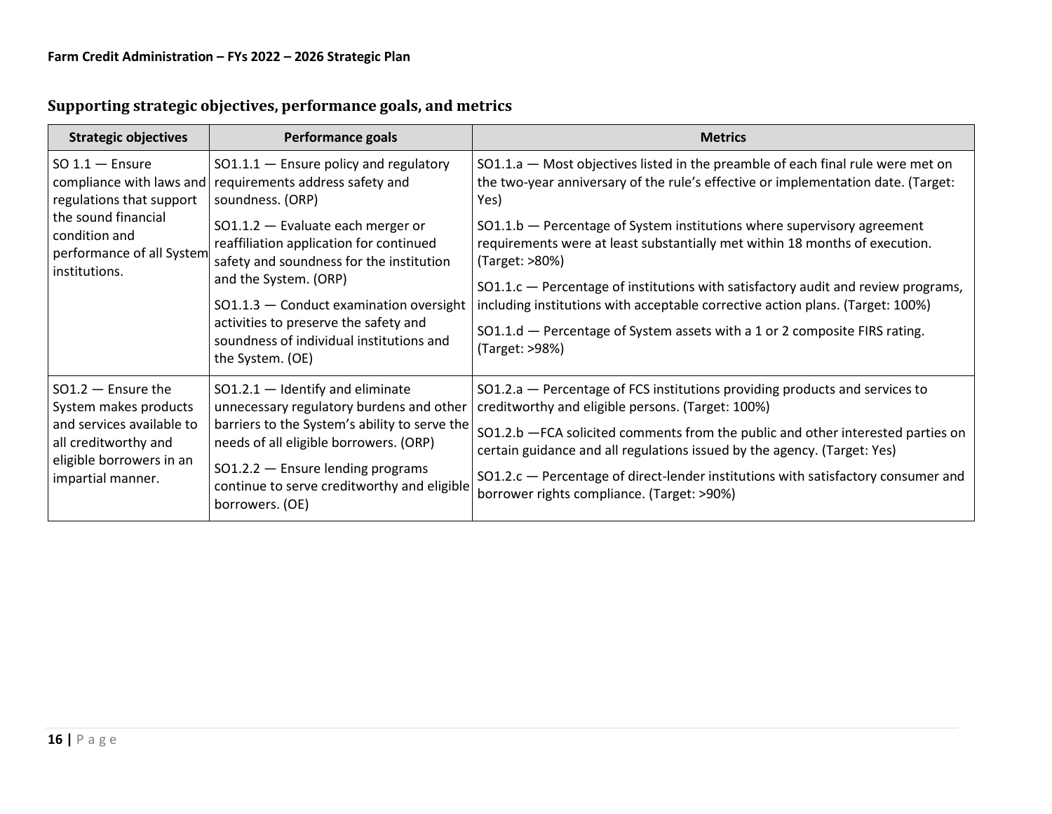## Supporting strategic objectives, performance goals, and metrics

| Strategic objectives | Performance goals | Metrics |
|---|---|---|
| SO 1.1 — Ensure compliance with laws and regulations that support the sound financial condition and performance of all System institutions. | SO1.1.1 — Ensure policy and regulatory requirements address safety and soundness. (ORP)<br><br>SO1.1.2 — Evaluate each merger or reaffiliation application for continued safety and soundness for the institution and the System. (ORP)<br><br>SO1.1.3 — Conduct examination oversight activities to preserve the safety and soundness of individual institutions and the System. (OE) | SO1.1.a — Most objectives listed in the preamble of each final rule were met on the two-year anniversary of the rule's effective or implementation date. (Target: Yes)<br><br>SO1.1.b — Percentage of System institutions where supervisory agreement requirements were at least substantially met within 18 months of execution. (Target: >80%)<br><br>SO1.1.c — Percentage of institutions with satisfactory audit and review programs, including institutions with acceptable corrective action plans. (Target: 100%)<br><br>SO1.1.d — Percentage of System assets with a 1 or 2 composite FIRS rating. (Target: >98%) |
| SO1.2 — Ensure the System makes products and services available to all creditworthy and eligible borrowers in an impartial manner. | SO1.2.1 — Identify and eliminate unnecessary regulatory burdens and other barriers to the System's ability to serve the needs of all eligible borrowers. (ORP)<br><br>SO1.2.2 — Ensure lending programs continue to serve creditworthy and eligible borrowers. (OE) | SO1.2.a — Percentage of FCS institutions providing products and services to creditworthy and eligible persons. (Target: 100%)<br><br>SO1.2.b —FCA solicited comments from the public and other interested parties on certain guidance and all regulations issued by the agency. (Target: Yes)<br><br>SO1.2.c — Percentage of direct-lender institutions with satisfactory consumer and borrower rights compliance. (Target: >90%) |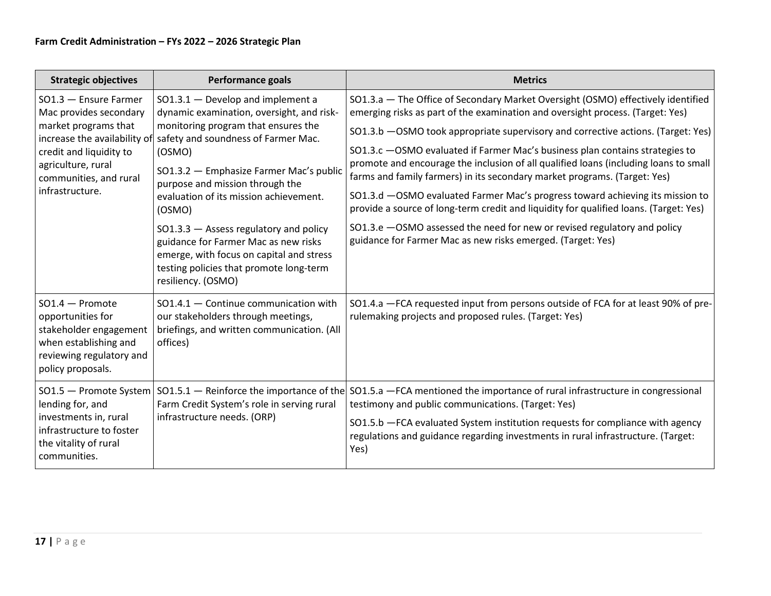| Strategic objectives | Performance goals | Metrics |
| --- | --- | --- |
| SO1.3 — Ensure Farmer Mac provides secondary market programs that increase the availability of credit and liquidity to agriculture, rural communities, and rural infrastructure. | SO1.3.1 — Develop and implement a dynamic examination, oversight, and risk-monitoring program that ensures the safety and soundness of Farmer Mac. (OSMO)<br><br>SO1.3.2 — Emphasize Farmer Mac's public purpose and mission through the evaluation of its mission achievement. (OSMO)<br><br>SO1.3.3 — Assess regulatory and policy guidance for Farmer Mac as new risks emerge, with focus on capital and stress testing policies that promote long-term resiliency. (OSMO) | SO1.3.a — The Office of Secondary Market Oversight (OSMO) effectively identified emerging risks as part of the examination and oversight process. (Target: Yes)<br><br>SO1.3.b —OSMO took appropriate supervisory and corrective actions. (Target: Yes)<br><br>SO1.3.c —OSMO evaluated if Farmer Mac's business plan contains strategies to promote and encourage the inclusion of all qualified loans (including loans to small farms and family farmers) in its secondary market programs. (Target: Yes)<br><br>SO1.3.d —OSMO evaluated Farmer Mac's progress toward achieving its mission to provide a source of long-term credit and liquidity for qualified loans. (Target: Yes)<br><br>SO1.3.e —OSMO assessed the need for new or revised regulatory and policy guidance for Farmer Mac as new risks emerged. (Target: Yes) |
| SO1.4 — Promote opportunities for stakeholder engagement when establishing and reviewing regulatory and policy proposals. | SO1.4.1 — Continue communication with our stakeholders through meetings, briefings, and written communication. (All offices) | SO1.4.a —FCA requested input from persons outside of FCA for at least 90% of pre-rulemaking projects and proposed rules. (Target: Yes) |
| SO1.5 — Promote System lending for, and investments in, rural infrastructure to foster the vitality of rural communities. | SO1.5.1 — Reinforce the importance of the Farm Credit System's role in serving rural infrastructure needs. (ORP) | SO1.5.a —FCA mentioned the importance of rural infrastructure in congressional testimony and public communications. (Target: Yes)<br><br>SO1.5.b —FCA evaluated System institution requests for compliance with agency regulations and guidance regarding investments in rural infrastructure. (Target: Yes) |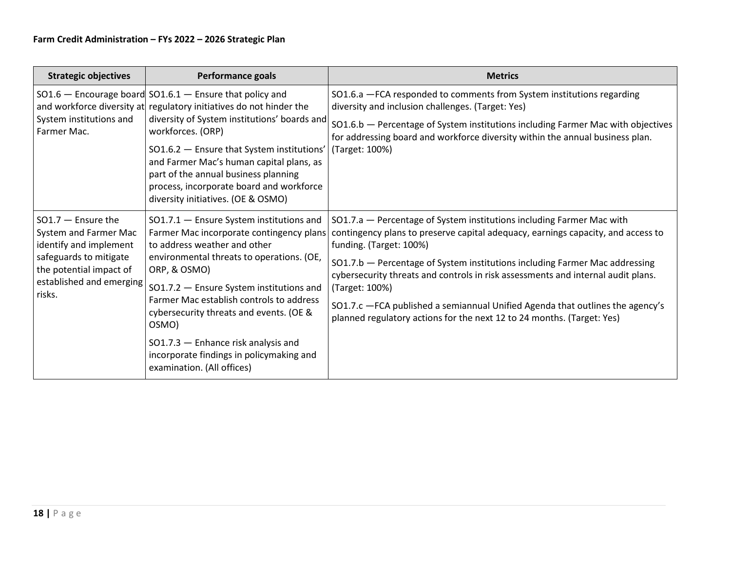| Strategic objectives | Performance goals | Metrics |
| --- | --- | --- |
| SO1.6 — Encourage board and workforce diversity at System institutions and Farmer Mac. | SO1.6.1 — Ensure that policy and regulatory initiatives do not hinder the diversity of System institutions' boards and workforces. (ORP)<br><br>SO1.6.2 — Ensure that System institutions' and Farmer Mac's human capital plans, as part of the annual business planning process, incorporate board and workforce diversity initiatives. (OE & OSMO) | SO1.6.a —FCA responded to comments from System institutions regarding diversity and inclusion challenges. (Target: Yes)<br><br>SO1.6.b — Percentage of System institutions including Farmer Mac with objectives for addressing board and workforce diversity within the annual business plan. (Target: 100%) |
| SO1.7 — Ensure the System and Farmer Mac identify and implement safeguards to mitigate the potential impact of established and emerging risks. | SO1.7.1 — Ensure System institutions and Farmer Mac incorporate contingency plans to address weather and other environmental threats to operations. (OE, ORP, & OSMO)<br><br>SO1.7.2 — Ensure System institutions and Farmer Mac establish controls to address cybersecurity threats and events. (OE & OSMO)<br><br>SO1.7.3 — Enhance risk analysis and incorporate findings in policymaking and examination. (All offices) | SO1.7.a — Percentage of System institutions including Farmer Mac with contingency plans to preserve capital adequacy, earnings capacity, and access to funding. (Target: 100%)<br><br>SO1.7.b — Percentage of System institutions including Farmer Mac addressing cybersecurity threats and controls in risk assessments and internal audit plans. (Target: 100%)<br><br>SO1.7.c —FCA published a semiannual Unified Agenda that outlines the agency's planned regulatory actions for the next 12 to 24 months. (Target: Yes) |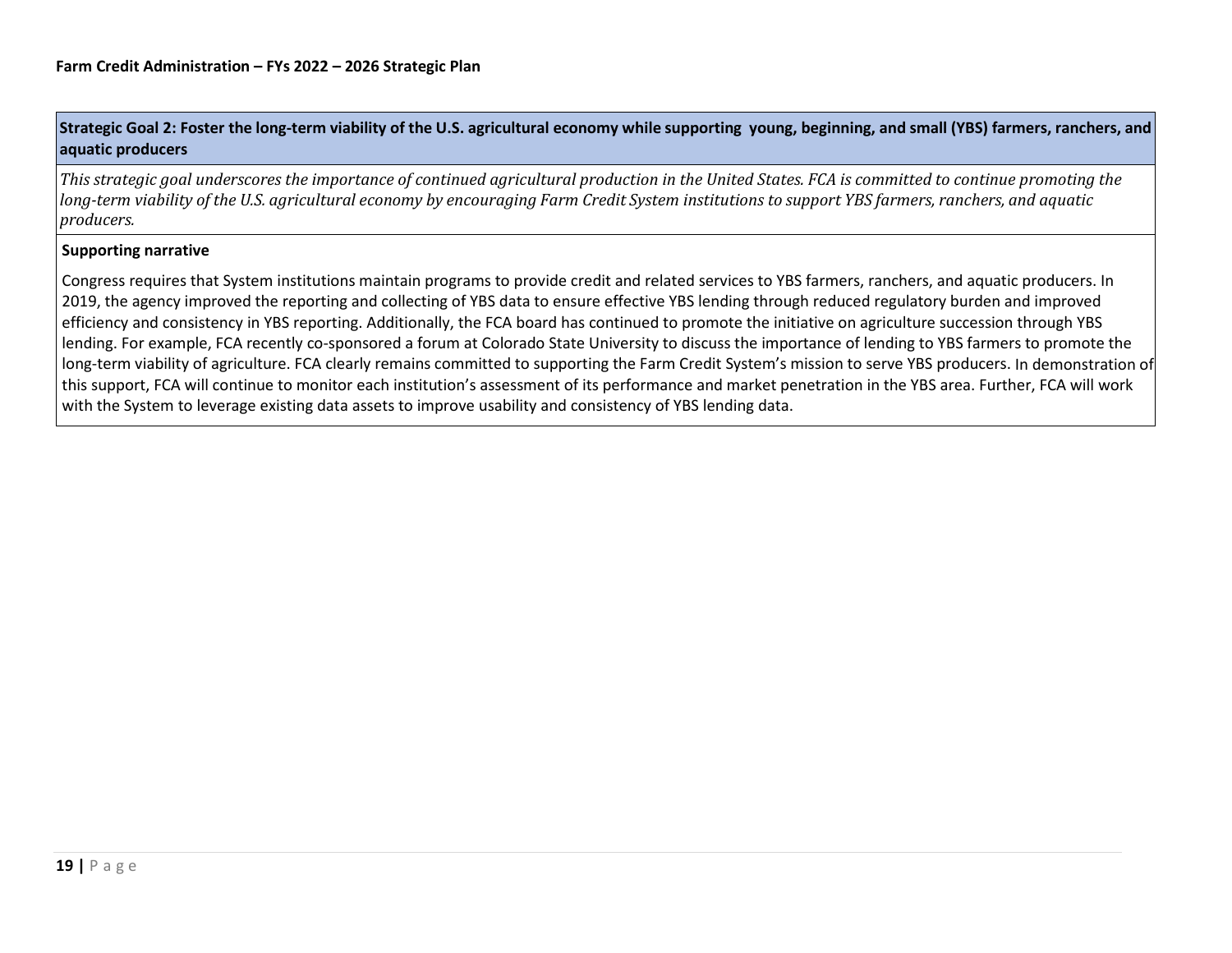## Strategic Goal 2: Foster the long-term viability of the U.S. agricultural economy while supporting young, beginning, and small (YBS) farmers, ranchers, and aquatic producers

*This strategic goal underscores the importance of continued agricultural production in the United States. FCA is committed to continue promoting the long-term viability of the U.S. agricultural economy by encouraging Farm Credit System institutions to support YBS farmers, ranchers, and aquatic producers.*

**Supporting narrative**

Congress requires that System institutions maintain programs to provide credit and related services to YBS farmers, ranchers, and aquatic producers. In 2019, the agency improved the reporting and collecting of YBS data to ensure effective YBS lending through reduced regulatory burden and improved efficiency and consistency in YBS reporting. Additionally, the FCA board has continued to promote the initiative on agriculture succession through YBS lending. For example, FCA recently co-sponsored a forum at Colorado State University to discuss the importance of lending to YBS farmers to promote the long-term viability of agriculture. FCA clearly remains committed to supporting the Farm Credit System's mission to serve YBS producers. In demonstration of this support, FCA will continue to monitor each institution's assessment of its performance and market penetration in the YBS area. Further, FCA will work with the System to leverage existing data assets to improve usability and consistency of YBS lending data.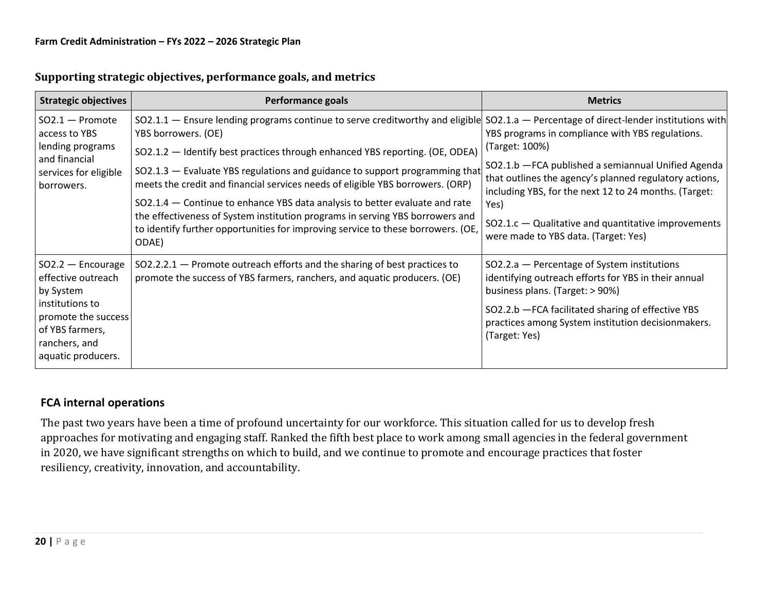## Supporting strategic objectives, performance goals, and metrics

| Strategic objectives | Performance goals | Metrics |
|---|---|---|
| SO2.1 — Promote access to YBS lending programs and financial services for eligible borrowers. | SO2.1.1 — Ensure lending programs continue to serve creditworthy and eligible YBS borrowers. (OE)<br><br>SO2.1.2 — Identify best practices through enhanced YBS reporting. (OE, ODEA)<br><br>SO2.1.3 — Evaluate YBS regulations and guidance to support programming that meets the credit and financial services needs of eligible YBS borrowers. (ORP)<br><br>SO2.1.4 — Continue to enhance YBS data analysis to better evaluate and rate the effectiveness of System institution programs in serving YBS borrowers and to identify further opportunities for improving service to these borrowers. (OE, ODAE) | SO2.1.a — Percentage of direct-lender institutions with YBS programs in compliance with YBS regulations. (Target: 100%)<br><br>SO2.1.b —FCA published a semiannual Unified Agenda that outlines the agency's planned regulatory actions, including YBS, for the next 12 to 24 months. (Target: Yes)<br><br>SO2.1.c — Qualitative and quantitative improvements were made to YBS data. (Target: Yes) |
| SO2.2 — Encourage effective outreach by System institutions to promote the success of YBS farmers, ranchers, and aquatic producers. | SO2.2.2.1 — Promote outreach efforts and the sharing of best practices to promote the success of YBS farmers, ranchers, and aquatic producers. (OE) | SO2.2.a — Percentage of System institutions identifying outreach efforts for YBS in their annual business plans. (Target: > 90%)<br><br>SO2.2.b —FCA facilitated sharing of effective YBS practices among System institution decisionmakers. (Target: Yes) |

### FCA internal operations

The past two years have been a time of profound uncertainty for our workforce. This situation called for us to develop fresh approaches for motivating and engaging staff. Ranked the fifth best place to work among small agencies in the federal government in 2020, we have significant strengths on which to build, and we continue to promote and encourage practices that foster resiliency, creativity, innovation, and accountability.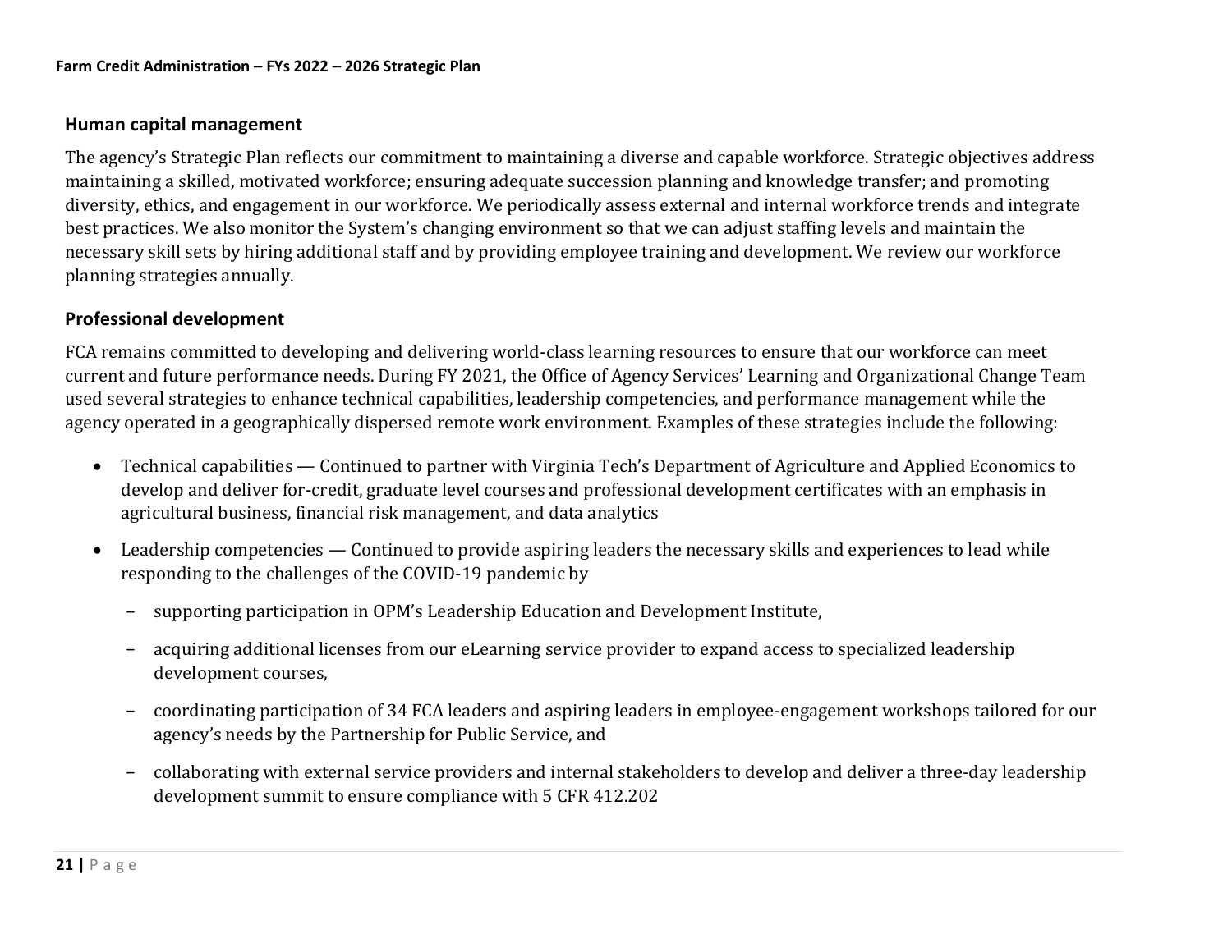## Human capital management

The agency's Strategic Plan reflects our commitment to maintaining a diverse and capable workforce. Strategic objectives address maintaining a skilled, motivated workforce; ensuring adequate succession planning and knowledge transfer; and promoting diversity, ethics, and engagement in our workforce. We periodically assess external and internal workforce trends and integrate best practices. We also monitor the System's changing environment so that we can adjust staffing levels and maintain the necessary skill sets by hiring additional staff and by providing employee training and development. We review our workforce planning strategies annually.

## Professional development

FCA remains committed to developing and delivering world-class learning resources to ensure that our workforce can meet current and future performance needs. During FY 2021, the Office of Agency Services' Learning and Organizational Change Team used several strategies to enhance technical capabilities, leadership competencies, and performance management while the agency operated in a geographically dispersed remote work environment. Examples of these strategies include the following:

- Technical capabilities — Continued to partner with Virginia Tech's Department of Agriculture and Applied Economics to develop and deliver for-credit, graduate level courses and professional development certificates with an emphasis in agricultural business, financial risk management, and data analytics
- Leadership competencies — Continued to provide aspiring leaders the necessary skills and experiences to lead while responding to the challenges of the COVID-19 pandemic by
  - supporting participation in OPM's Leadership Education and Development Institute,
  - acquiring additional licenses from our eLearning service provider to expand access to specialized leadership development courses,
  - coordinating participation of 34 FCA leaders and aspiring leaders in employee-engagement workshops tailored for our agency's needs by the Partnership for Public Service, and
  - collaborating with external service providers and internal stakeholders to develop and deliver a three-day leadership development summit to ensure compliance with 5 CFR 412.202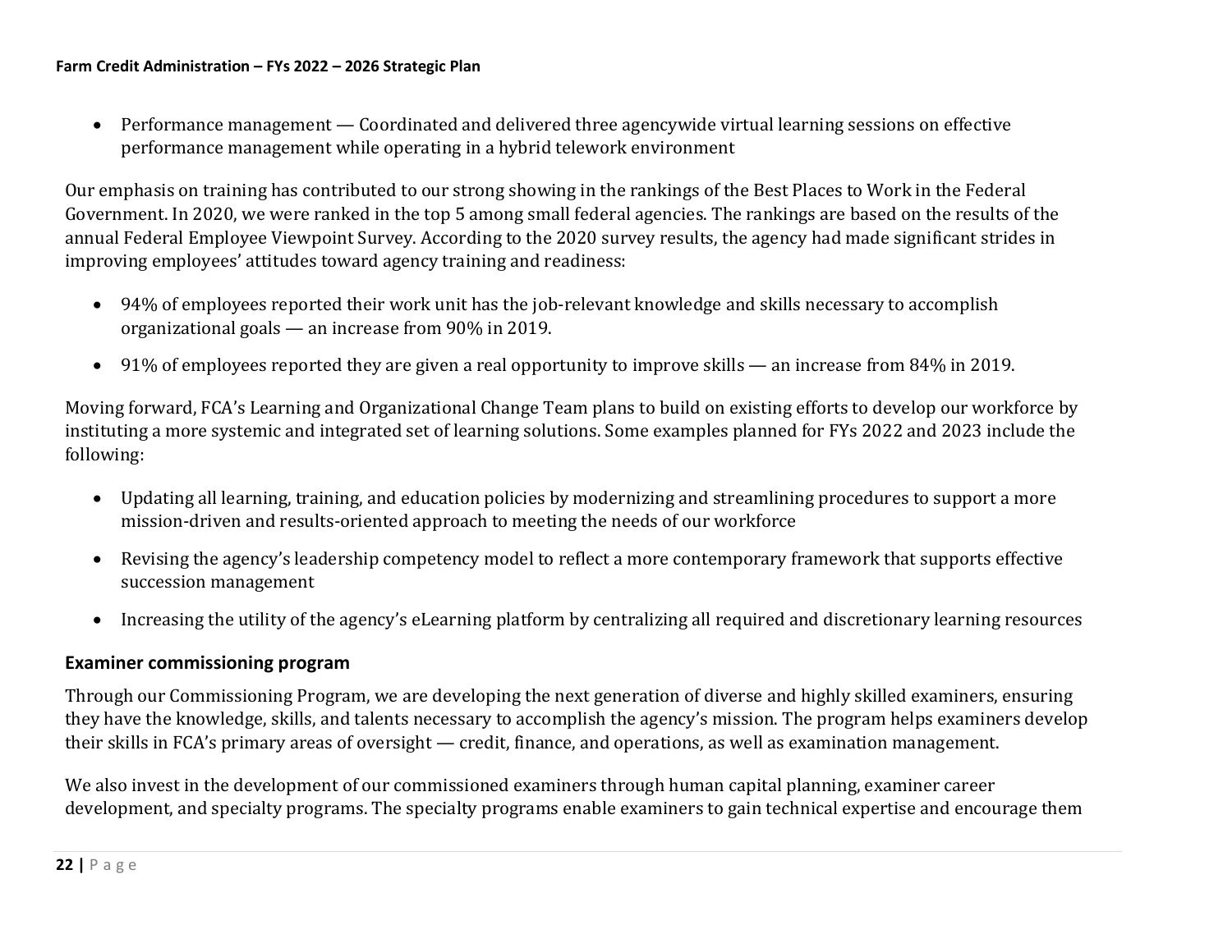- Performance management — Coordinated and delivered three agencywide virtual learning sessions on effective performance management while operating in a hybrid telework environment

Our emphasis on training has contributed to our strong showing in the rankings of the Best Places to Work in the Federal Government. In 2020, we were ranked in the top 5 among small federal agencies. The rankings are based on the results of the annual Federal Employee Viewpoint Survey. According to the 2020 survey results, the agency had made significant strides in improving employees' attitudes toward agency training and readiness:

- 94% of employees reported their work unit has the job-relevant knowledge and skills necessary to accomplish organizational goals — an increase from 90% in 2019.
- 91% of employees reported they are given a real opportunity to improve skills — an increase from 84% in 2019.

Moving forward, FCA's Learning and Organizational Change Team plans to build on existing efforts to develop our workforce by instituting a more systemic and integrated set of learning solutions. Some examples planned for FYs 2022 and 2023 include the following:

- Updating all learning, training, and education policies by modernizing and streamlining procedures to support a more mission-driven and results-oriented approach to meeting the needs of our workforce
- Revising the agency's leadership competency model to reflect a more contemporary framework that supports effective succession management
- Increasing the utility of the agency's eLearning platform by centralizing all required and discretionary learning resources

### Examiner commissioning program

Through our Commissioning Program, we are developing the next generation of diverse and highly skilled examiners, ensuring they have the knowledge, skills, and talents necessary to accomplish the agency's mission. The program helps examiners develop their skills in FCA's primary areas of oversight — credit, finance, and operations, as well as examination management.

We also invest in the development of our commissioned examiners through human capital planning, examiner career development, and specialty programs. The specialty programs enable examiners to gain technical expertise and encourage them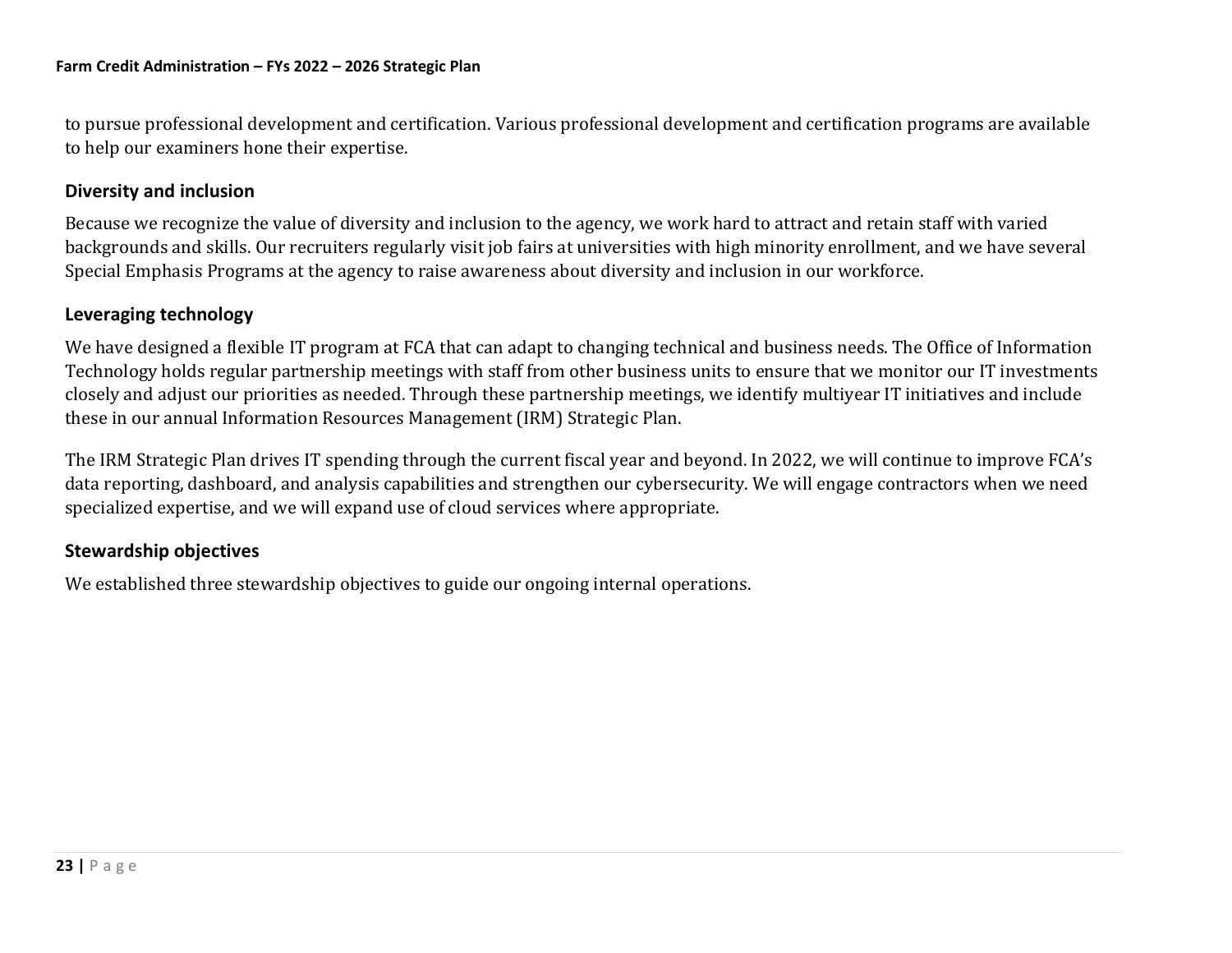to pursue professional development and certification. Various professional development and certification programs are available to help our examiners hone their expertise.

### Diversity and inclusion

Because we recognize the value of diversity and inclusion to the agency, we work hard to attract and retain staff with varied backgrounds and skills. Our recruiters regularly visit job fairs at universities with high minority enrollment, and we have several Special Emphasis Programs at the agency to raise awareness about diversity and inclusion in our workforce.

### Leveraging technology

We have designed a flexible IT program at FCA that can adapt to changing technical and business needs. The Office of Information Technology holds regular partnership meetings with staff from other business units to ensure that we monitor our IT investments closely and adjust our priorities as needed. Through these partnership meetings, we identify multiyear IT initiatives and include these in our annual Information Resources Management (IRM) Strategic Plan.

The IRM Strategic Plan drives IT spending through the current fiscal year and beyond. In 2022, we will continue to improve FCA's data reporting, dashboard, and analysis capabilities and strengthen our cybersecurity. We will engage contractors when we need specialized expertise, and we will expand use of cloud services where appropriate.

### Stewardship objectives

We established three stewardship objectives to guide our ongoing internal operations.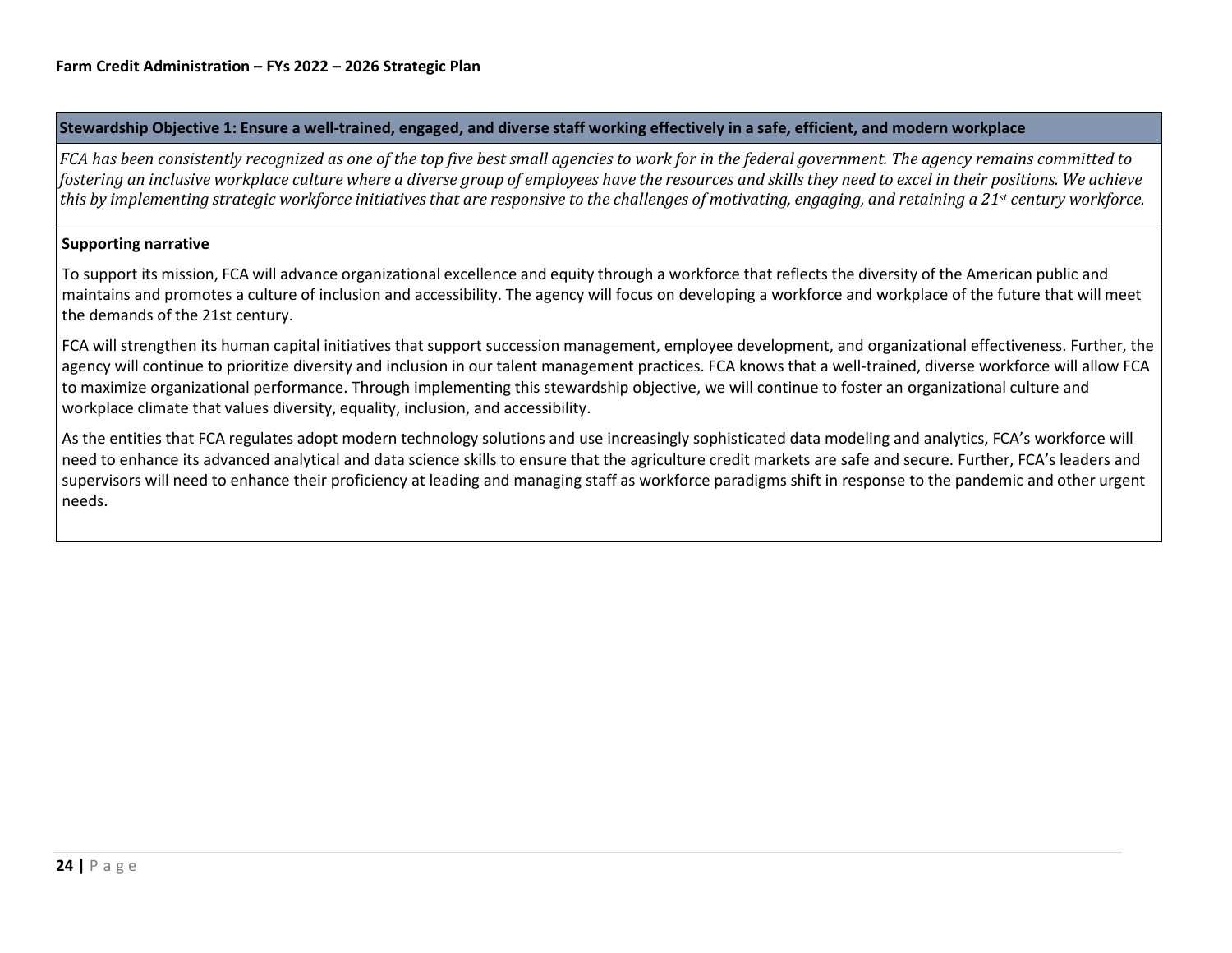## Stewardship Objective 1: Ensure a well-trained, engaged, and diverse staff working effectively in a safe, efficient, and modern workplace

*FCA has been consistently recognized as one of the top five best small agencies to work for in the federal government. The agency remains committed to fostering an inclusive workplace culture where a diverse group of employees have the resources and skills they need to excel in their positions. We achieve this by implementing strategic workforce initiatives that are responsive to the challenges of motivating, engaging, and retaining a 21st century workforce.*

**Supporting narrative**

To support its mission, FCA will advance organizational excellence and equity through a workforce that reflects the diversity of the American public and maintains and promotes a culture of inclusion and accessibility. The agency will focus on developing a workforce and workplace of the future that will meet the demands of the 21st century.

FCA will strengthen its human capital initiatives that support succession management, employee development, and organizational effectiveness. Further, the agency will continue to prioritize diversity and inclusion in our talent management practices. FCA knows that a well-trained, diverse workforce will allow FCA to maximize organizational performance. Through implementing this stewardship objective, we will continue to foster an organizational culture and workplace climate that values diversity, equality, inclusion, and accessibility.

As the entities that FCA regulates adopt modern technology solutions and use increasingly sophisticated data modeling and analytics, FCA's workforce will need to enhance its advanced analytical and data science skills to ensure that the agriculture credit markets are safe and secure. Further, FCA's leaders and supervisors will need to enhance their proficiency at leading and managing staff as workforce paradigms shift in response to the pandemic and other urgent needs.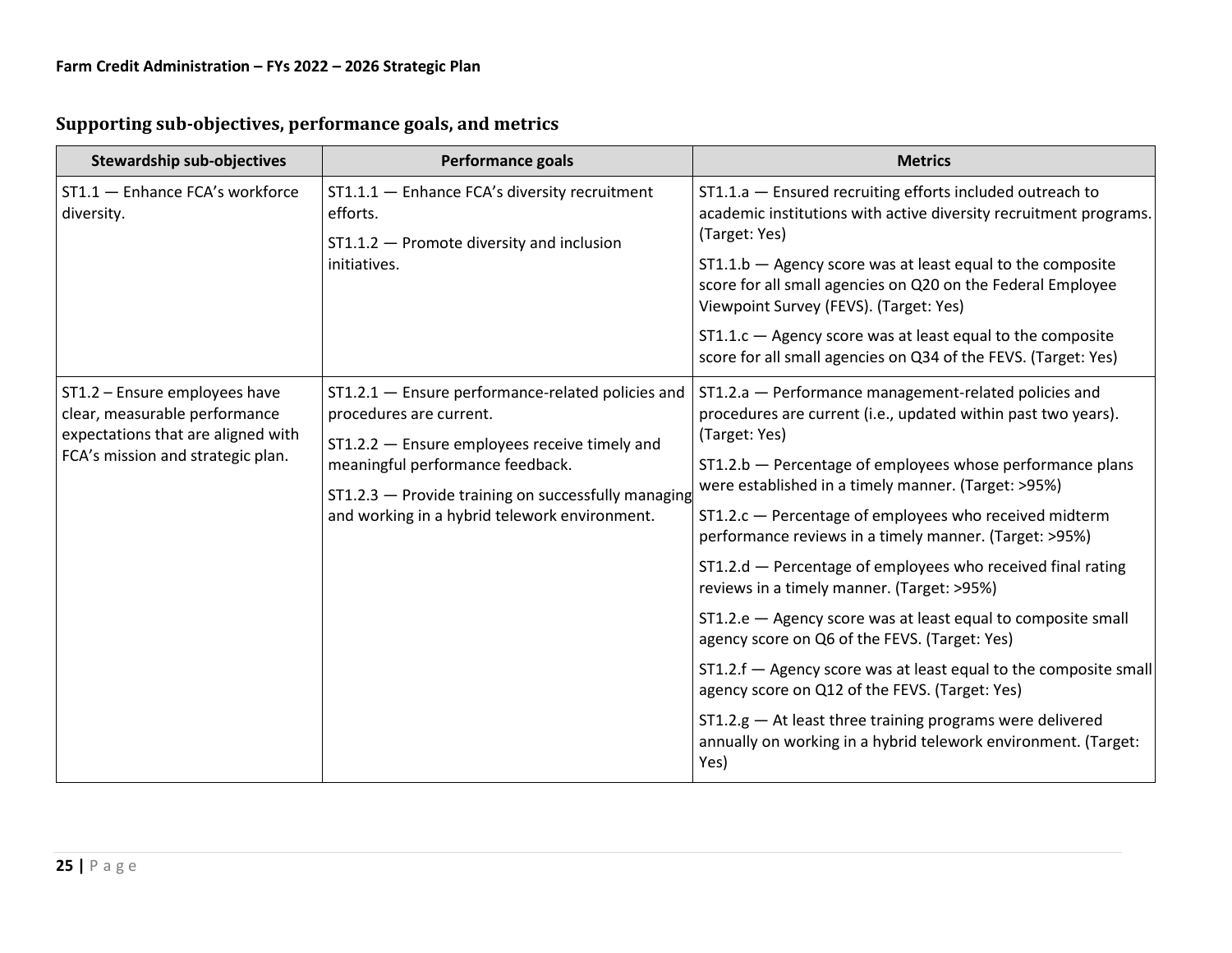## Supporting sub-objectives, performance goals, and metrics

| Stewardship sub-objectives | Performance goals | Metrics |
|---|---|---|
| ST1.1 — Enhance FCA's workforce diversity. | ST1.1.1 — Enhance FCA's diversity recruitment efforts.<br>ST1.1.2 — Promote diversity and inclusion initiatives. | ST1.1.a — Ensured recruiting efforts included outreach to academic institutions with active diversity recruitment programs. (Target: Yes)<br>ST1.1.b — Agency score was at least equal to the composite score for all small agencies on Q20 on the Federal Employee Viewpoint Survey (FEVS). (Target: Yes)<br>ST1.1.c — Agency score was at least equal to the composite score for all small agencies on Q34 of the FEVS. (Target: Yes) |
| ST1.2 – Ensure employees have clear, measurable performance expectations that are aligned with FCA's mission and strategic plan. | ST1.2.1 — Ensure performance-related policies and procedures are current.<br>ST1.2.2 — Ensure employees receive timely and meaningful performance feedback.<br>ST1.2.3 — Provide training on successfully managing and working in a hybrid telework environment. | ST1.2.a — Performance management-related policies and procedures are current (i.e., updated within past two years). (Target: Yes)<br>ST1.2.b — Percentage of employees whose performance plans were established in a timely manner. (Target: >95%)<br>ST1.2.c — Percentage of employees who received midterm performance reviews in a timely manner. (Target: >95%)<br>ST1.2.d — Percentage of employees who received final rating reviews in a timely manner. (Target: >95%)<br>ST1.2.e — Agency score was at least equal to composite small agency score on Q6 of the FEVS. (Target: Yes)<br>ST1.2.f — Agency score was at least equal to the composite small agency score on Q12 of the FEVS. (Target: Yes)<br>ST1.2.g — At least three training programs were delivered annually on working in a hybrid telework environment. (Target: Yes) |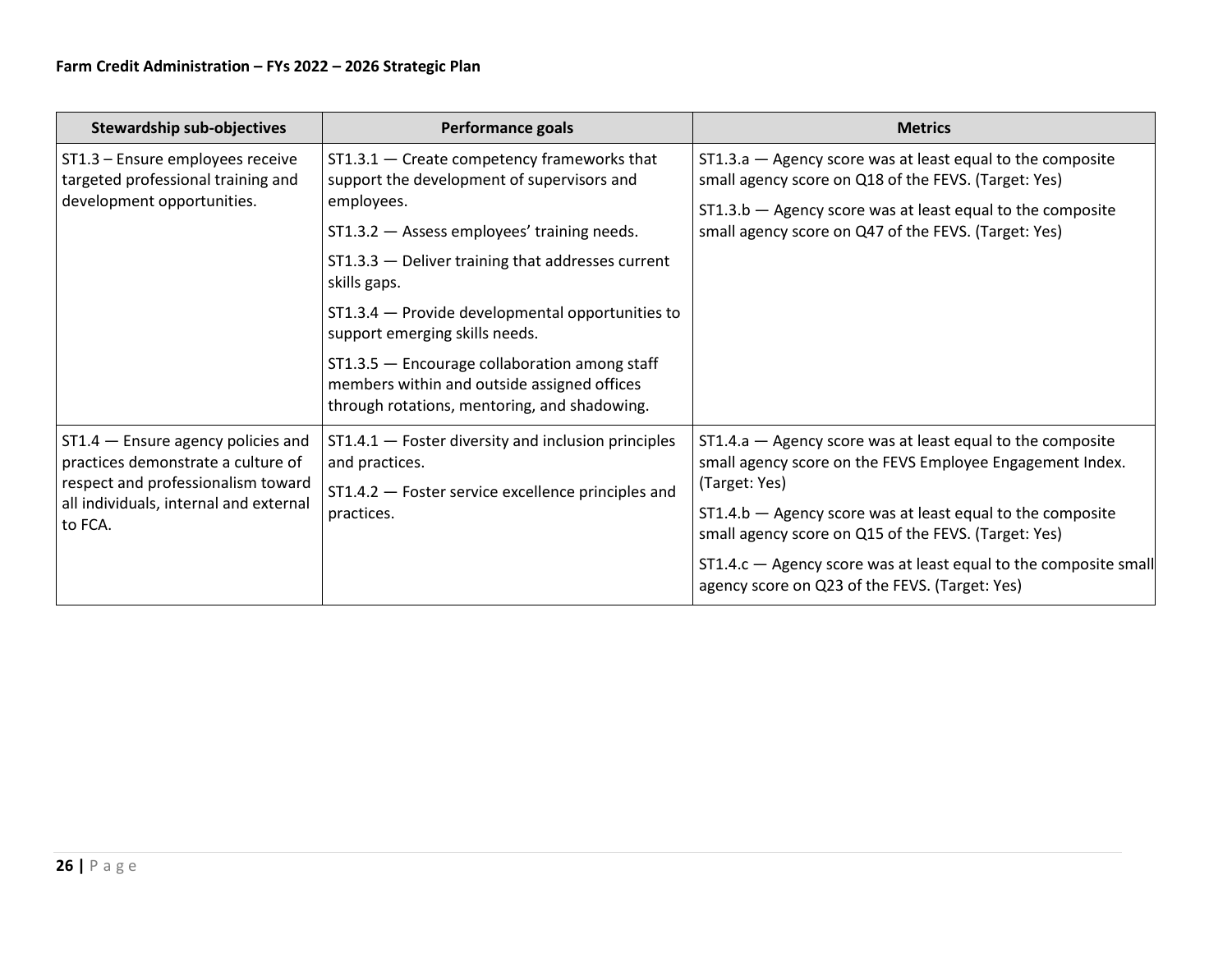| Stewardship sub-objectives | Performance goals | Metrics |
|---|---|---|
| ST1.3 – Ensure employees receive targeted professional training and development opportunities. | ST1.3.1 — Create competency frameworks that support the development of supervisors and employees.<br>ST1.3.2 — Assess employees' training needs.<br>ST1.3.3 — Deliver training that addresses current skills gaps.<br>ST1.3.4 — Provide developmental opportunities to support emerging skills needs.<br>ST1.3.5 — Encourage collaboration among staff members within and outside assigned offices through rotations, mentoring, and shadowing. | ST1.3.a — Agency score was at least equal to the composite small agency score on Q18 of the FEVS. (Target: Yes)<br>ST1.3.b — Agency score was at least equal to the composite small agency score on Q47 of the FEVS. (Target: Yes) |
| ST1.4 — Ensure agency policies and practices demonstrate a culture of respect and professionalism toward all individuals, internal and external to FCA. | ST1.4.1 — Foster diversity and inclusion principles and practices.<br>ST1.4.2 — Foster service excellence principles and practices. | ST1.4.a — Agency score was at least equal to the composite small agency score on the FEVS Employee Engagement Index. (Target: Yes)<br>ST1.4.b — Agency score was at least equal to the composite small agency score on Q15 of the FEVS. (Target: Yes)<br>ST1.4.c — Agency score was at least equal to the composite small agency score on Q23 of the FEVS. (Target: Yes) |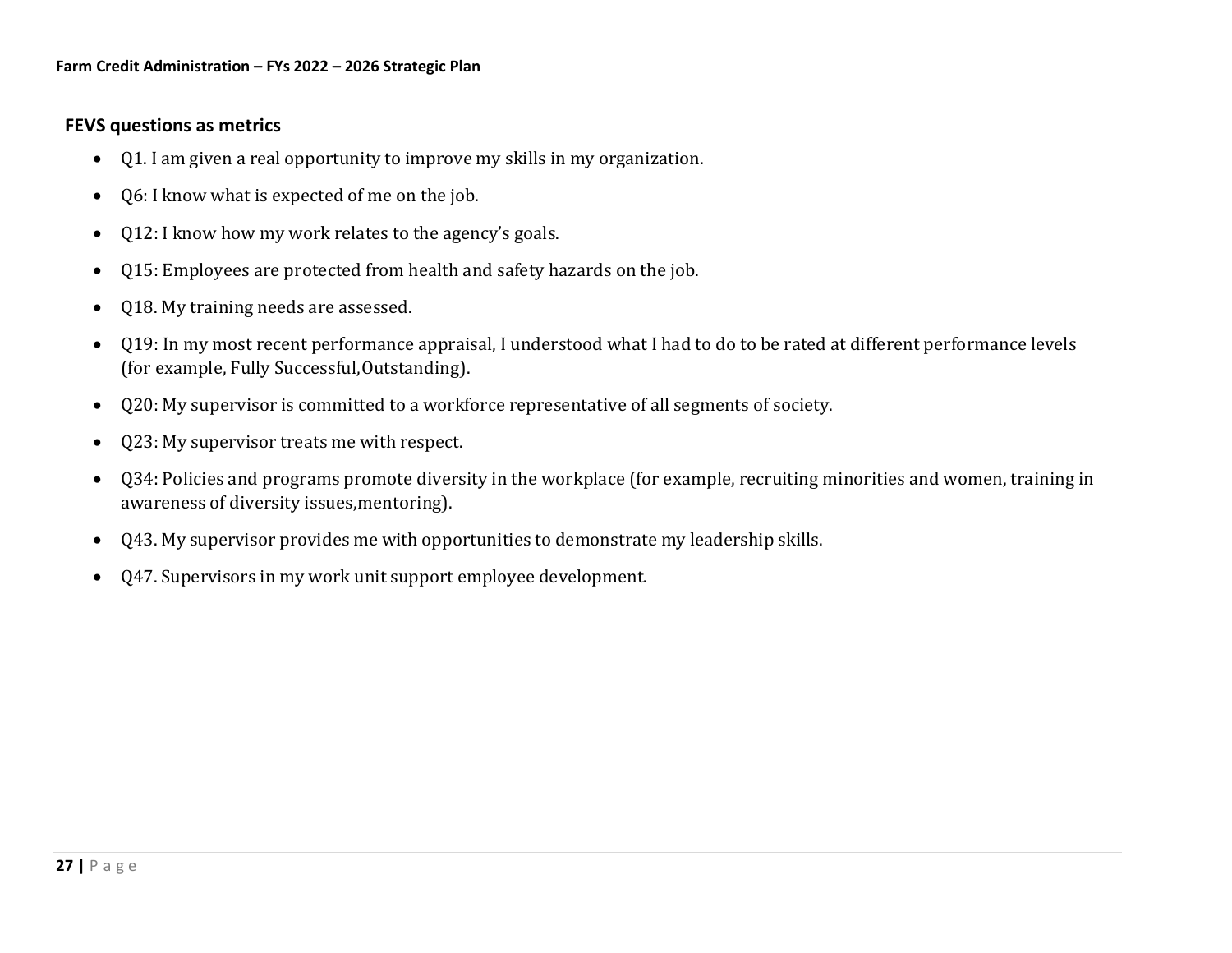**FEVS questions as metrics**

- Q1. I am given a real opportunity to improve my skills in my organization.
- Q6: I know what is expected of me on the job.
- Q12: I know how my work relates to the agency's goals.
- Q15: Employees are protected from health and safety hazards on the job.
- Q18. My training needs are assessed.
- Q19: In my most recent performance appraisal, I understood what I had to do to be rated at different performance levels (for example, Fully Successful,Outstanding).
- Q20: My supervisor is committed to a workforce representative of all segments of society.
- Q23: My supervisor treats me with respect.
- Q34: Policies and programs promote diversity in the workplace (for example, recruiting minorities and women, training in awareness of diversity issues,mentoring).
- Q43. My supervisor provides me with opportunities to demonstrate my leadership skills.
- Q47. Supervisors in my work unit support employee development.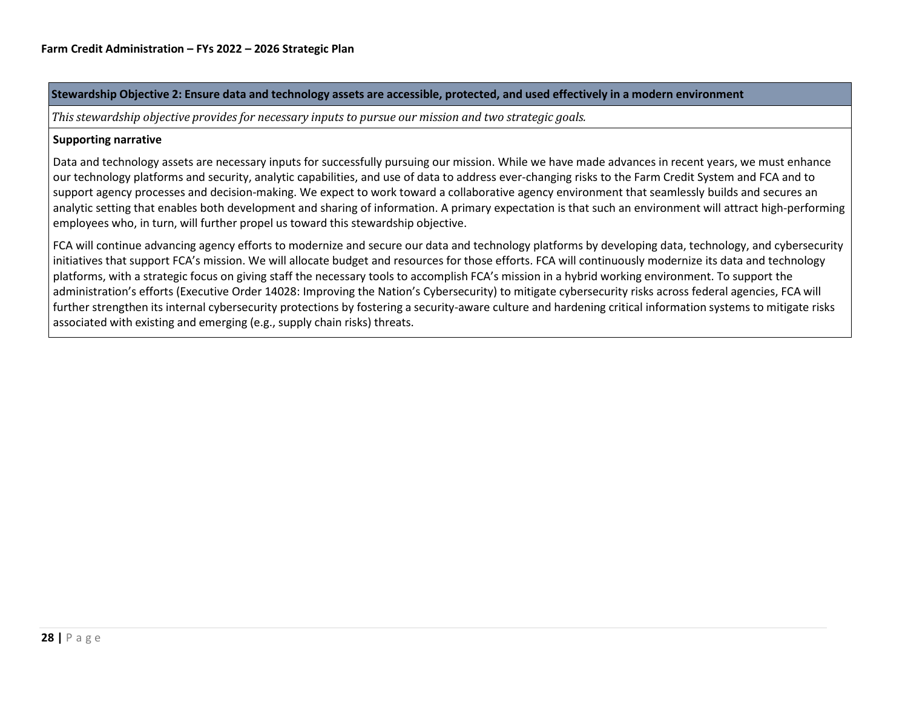### Stewardship Objective 2: Ensure data and technology assets are accessible, protected, and used effectively in a modern environment

*This stewardship objective provides for necessary inputs to pursue our mission and two strategic goals.*

**Supporting narrative**

Data and technology assets are necessary inputs for successfully pursuing our mission. While we have made advances in recent years, we must enhance our technology platforms and security, analytic capabilities, and use of data to address ever-changing risks to the Farm Credit System and FCA and to support agency processes and decision-making. We expect to work toward a collaborative agency environment that seamlessly builds and secures an analytic setting that enables both development and sharing of information. A primary expectation is that such an environment will attract high-performing employees who, in turn, will further propel us toward this stewardship objective.

FCA will continue advancing agency efforts to modernize and secure our data and technology platforms by developing data, technology, and cybersecurity initiatives that support FCA's mission. We will allocate budget and resources for those efforts. FCA will continuously modernize its data and technology platforms, with a strategic focus on giving staff the necessary tools to accomplish FCA's mission in a hybrid working environment. To support the administration's efforts (Executive Order 14028: Improving the Nation's Cybersecurity) to mitigate cybersecurity risks across federal agencies, FCA will further strengthen its internal cybersecurity protections by fostering a security-aware culture and hardening critical information systems to mitigate risks associated with existing and emerging (e.g., supply chain risks) threats.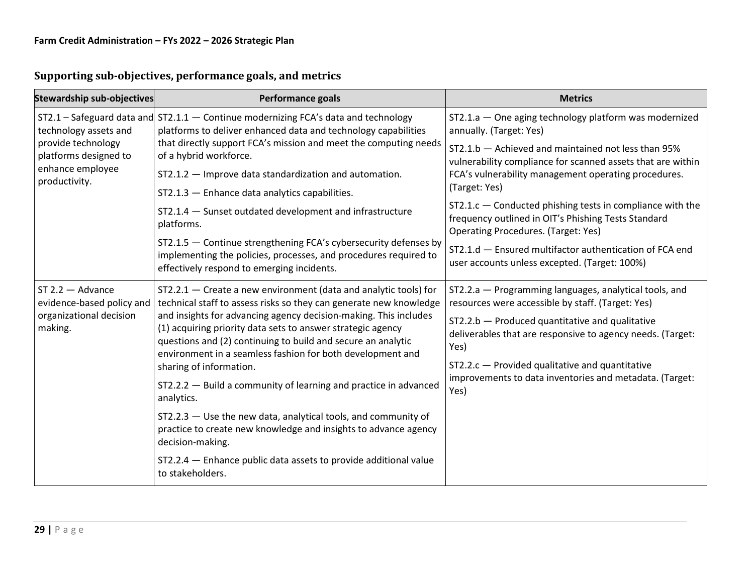## Supporting sub-objectives, performance goals, and metrics

| Stewardship sub-objectives | Performance goals | Metrics |
|---|---|---|
| ST2.1 – Safeguard data and technology assets and provide technology platforms designed to enhance employee productivity. | ST2.1.1 — Continue modernizing FCA's data and technology platforms to deliver enhanced data and technology capabilities that directly support FCA's mission and meet the computing needs of a hybrid workforce.<br><br>ST2.1.2 — Improve data standardization and automation.<br><br>ST2.1.3 — Enhance data analytics capabilities.<br><br>ST2.1.4 — Sunset outdated development and infrastructure platforms.<br><br>ST2.1.5 — Continue strengthening FCA's cybersecurity defenses by implementing the policies, processes, and procedures required to effectively respond to emerging incidents. | ST2.1.a — One aging technology platform was modernized annually. (Target: Yes)<br><br>ST2.1.b — Achieved and maintained not less than 95% vulnerability compliance for scanned assets that are within FCA's vulnerability management operating procedures. (Target: Yes)<br><br>ST2.1.c — Conducted phishing tests in compliance with the frequency outlined in OIT's Phishing Tests Standard Operating Procedures. (Target: Yes)<br><br>ST2.1.d — Ensured multifactor authentication of FCA end user accounts unless excepted. (Target: 100%) |
| ST 2.2 — Advance evidence-based policy and organizational decision making. | ST2.2.1 — Create a new environment (data and analytic tools) for technical staff to assess risks so they can generate new knowledge and insights for advancing agency decision-making. This includes (1) acquiring priority data sets to answer strategic agency questions and (2) continuing to build and secure an analytic environment in a seamless fashion for both development and sharing of information.<br><br>ST2.2.2 — Build a community of learning and practice in advanced analytics.<br><br>ST2.2.3 — Use the new data, analytical tools, and community of practice to create new knowledge and insights to advance agency decision-making.<br><br>ST2.2.4 — Enhance public data assets to provide additional value to stakeholders. | ST2.2.a — Programming languages, analytical tools, and resources were accessible by staff. (Target: Yes)<br><br>ST2.2.b — Produced quantitative and qualitative deliverables that are responsive to agency needs. (Target: Yes)<br><br>ST2.2.c — Provided qualitative and quantitative improvements to data inventories and metadata. (Target: Yes) |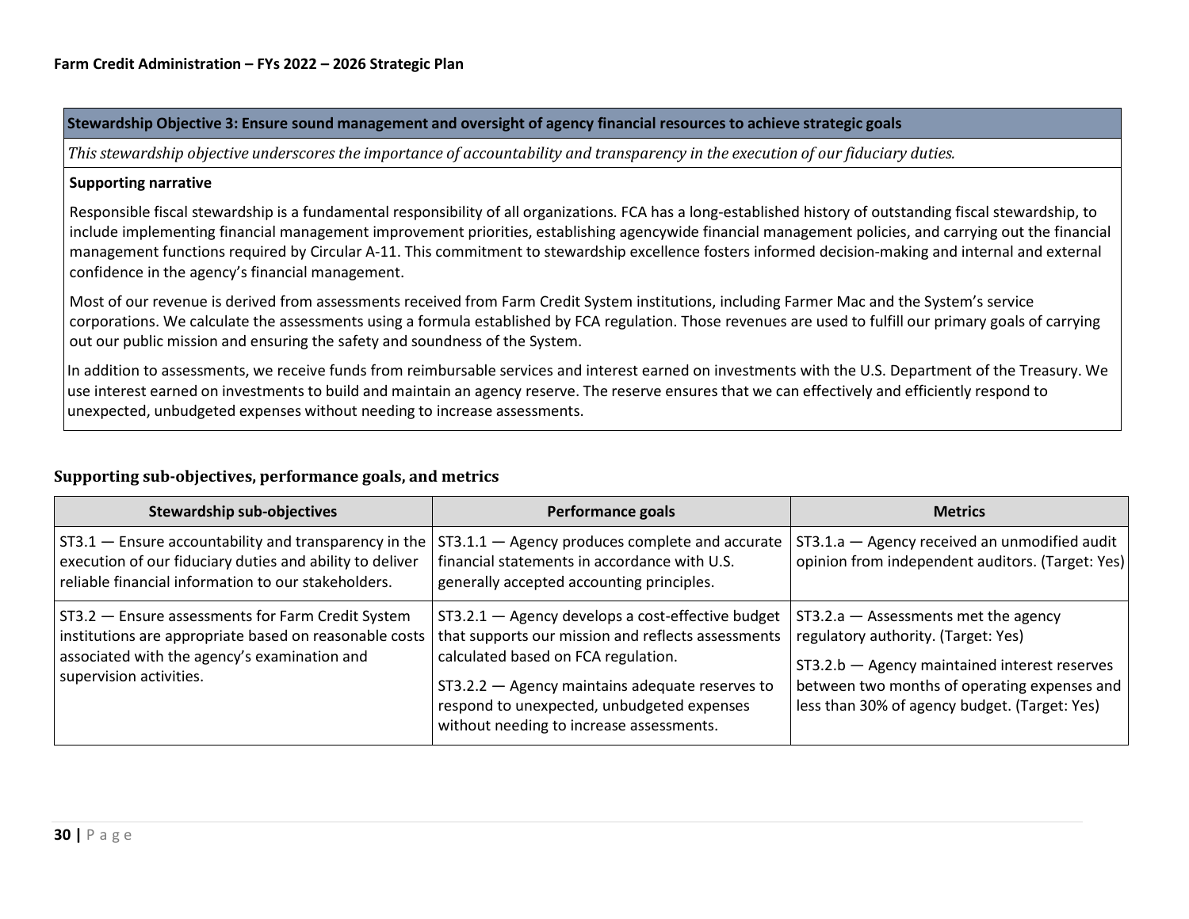| Stewardship Objective 3: Ensure sound management and oversight of agency financial resources to achieve strategic goals |
|---|
| *This stewardship objective underscores the importance of accountability and transparency in the execution of our fiduciary duties.* |
| **Supporting narrative**<br><br>Responsible fiscal stewardship is a fundamental responsibility of all organizations. FCA has a long-established history of outstanding fiscal stewardship, to include implementing financial management improvement priorities, establishing agencywide financial management policies, and carrying out the financial management functions required by Circular A-11. This commitment to stewardship excellence fosters informed decision-making and internal and external confidence in the agency's financial management.<br><br>Most of our revenue is derived from assessments received from Farm Credit System institutions, including Farmer Mac and the System's service corporations. We calculate the assessments using a formula established by FCA regulation. Those revenues are used to fulfill our primary goals of carrying out our public mission and ensuring the safety and soundness of the System.<br><br>In addition to assessments, we receive funds from reimbursable services and interest earned on investments with the U.S. Department of the Treasury. We use interest earned on investments to build and maintain an agency reserve. The reserve ensures that we can effectively and efficiently respond to unexpected, unbudgeted expenses without needing to increase assessments. |

### Supporting sub-objectives, performance goals, and metrics

| Stewardship sub-objectives | Performance goals | Metrics |
|---|---|---|
| ST3.1 — Ensure accountability and transparency in the execution of our fiduciary duties and ability to deliver reliable financial information to our stakeholders. | ST3.1.1 — Agency produces complete and accurate financial statements in accordance with U.S. generally accepted accounting principles. | ST3.1.a — Agency received an unmodified audit opinion from independent auditors. (Target: Yes) |
| ST3.2 — Ensure assessments for Farm Credit System institutions are appropriate based on reasonable costs associated with the agency's examination and supervision activities. | ST3.2.1 — Agency develops a cost-effective budget that supports our mission and reflects assessments calculated based on FCA regulation.<br><br>ST3.2.2 — Agency maintains adequate reserves to respond to unexpected, unbudgeted expenses without needing to increase assessments. | ST3.2.a — Assessments met the agency regulatory authority. (Target: Yes)<br><br>ST3.2.b — Agency maintained interest reserves between two months of operating expenses and less than 30% of agency budget. (Target: Yes) |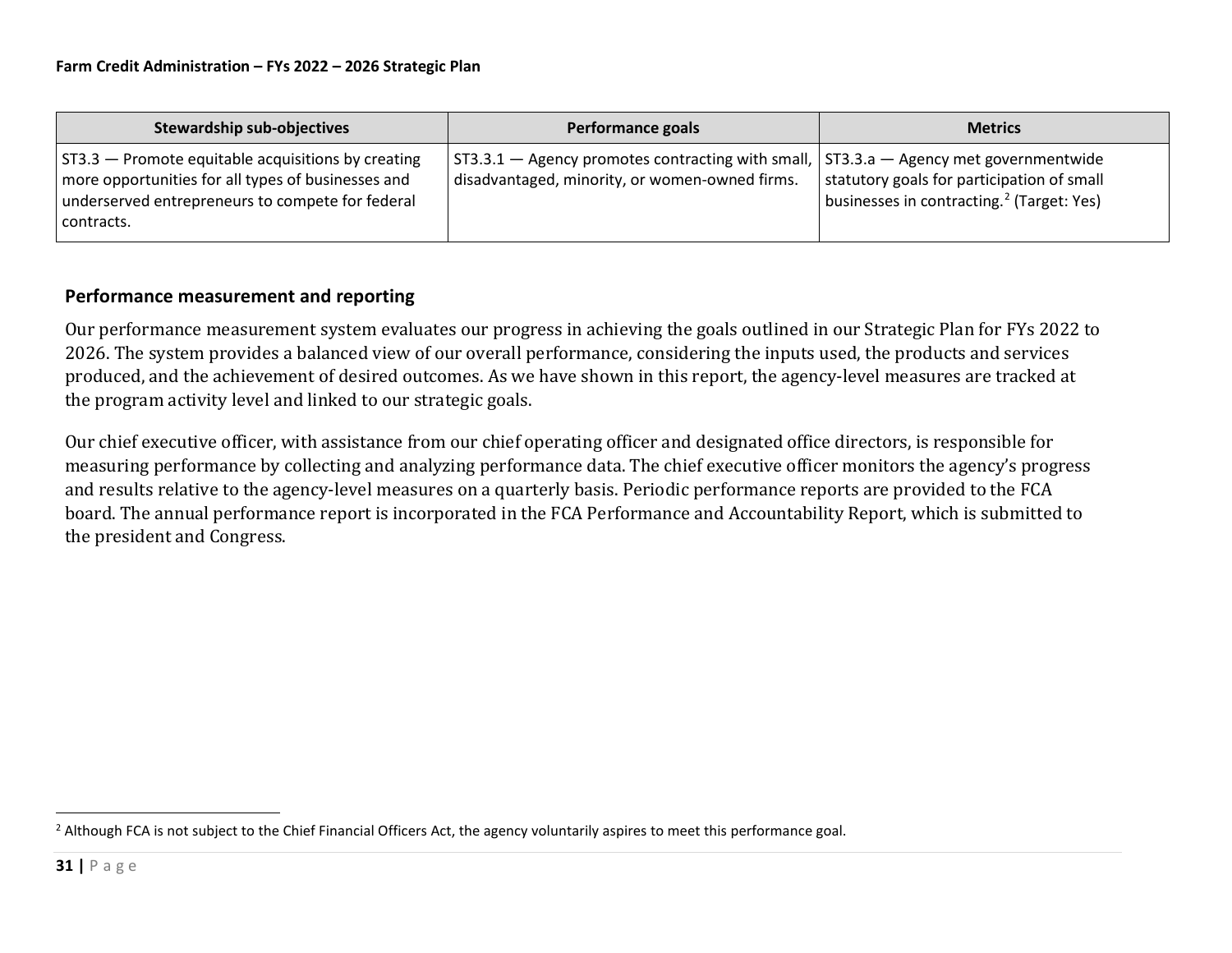| Stewardship sub-objectives | Performance goals | Metrics |
|---|---|---|
| ST3.3 — Promote equitable acquisitions by creating more opportunities for all types of businesses and underserved entrepreneurs to compete for federal contracts. | ST3.3.1 — Agency promotes contracting with small, disadvantaged, minority, or women-owned firms. | ST3.3.a — Agency met governmentwide statutory goals for participation of small businesses in contracting.[2] (Target: Yes) |

## Performance measurement and reporting

Our performance measurement system evaluates our progress in achieving the goals outlined in our Strategic Plan for FYs 2022 to 2026. The system provides a balanced view of our overall performance, considering the inputs used, the products and services produced, and the achievement of desired outcomes. As we have shown in this report, the agency-level measures are tracked at the program activity level and linked to our strategic goals.

Our chief executive officer, with assistance from our chief operating officer and designated office directors, is responsible for measuring performance by collecting and analyzing performance data. The chief executive officer monitors the agency's progress and results relative to the agency-level measures on a quarterly basis. Periodic performance reports are provided to the FCA board. The annual performance report is incorporated in the FCA Performance and Accountability Report, which is submitted to the president and Congress.

[2] Although FCA is not subject to the Chief Financial Officers Act, the agency voluntarily aspires to meet this performance goal.